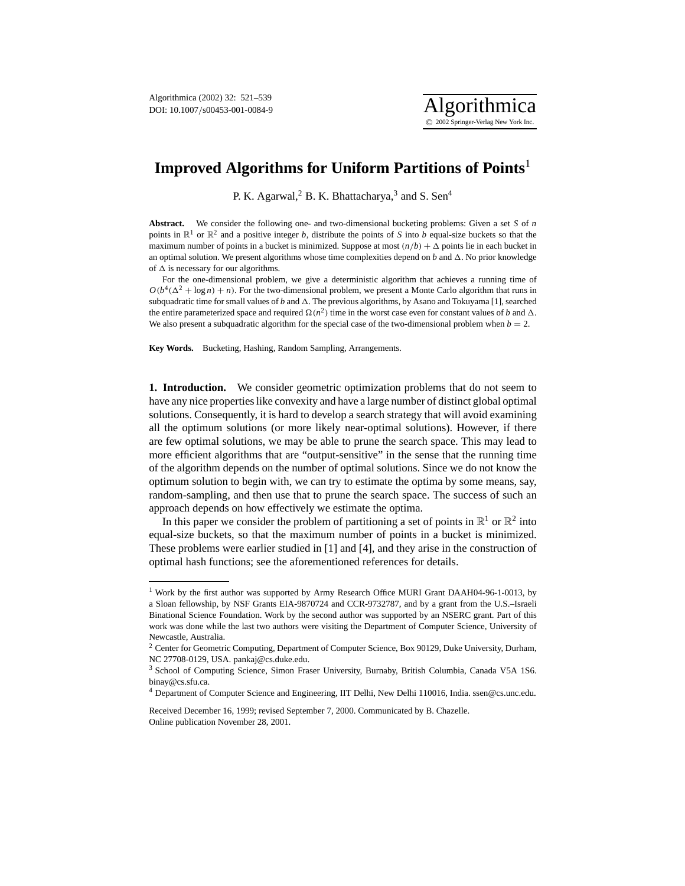# Improved Algorithms for Uniform Partitions of Points[1]

P. K. Agarwal,[2] B. K. Bhattacharya,[3] and S. Sen[4]

**Abstract.** We consider the following one- and two-dimensional bucketing problems: Given a set $S$ of $n$ points in $\mathbb{R}^1$ or $\mathbb{R}^2$ and a positive integer $b$, distribute the points of $S$ into $b$ equal-size buckets so that the maximum number of points in a bucket is minimized. Suppose at most $(n/b) + \Delta$ points lie in each bucket in an optimal solution. We present algorithms whose time complexities depend on $b$ and $\Delta$. No prior knowledge of $\Delta$ is necessary for our algorithms.

For the one-dimensional problem, we give a deterministic algorithm that achieves a running time of $O(b^4(\Delta^2 + \log n) + n)$. For the two-dimensional problem, we present a Monte Carlo algorithm that runs in subquadratic time for small values of $b$ and $\Delta$. The previous algorithms, by Asano and Tokuyama [1], searched the entire parameterized space and required $\Omega(n^2)$ time in the worst case even for constant values of $b$ and $\Delta$. We also present a subquadratic algorithm for the special case of the two-dimensional problem when $b = 2$.

**Key Words.** Bucketing, Hashing, Random Sampling, Arrangements.

**1. Introduction.** We consider geometric optimization problems that do not seem to have any nice properties like convexity and have a large number of distinct global optimal solutions. Consequently, it is hard to develop a search strategy that will avoid examining all the optimum solutions (or more likely near-optimal solutions). However, if there are few optimal solutions, we may be able to prune the search space. This may lead to more efficient algorithms that are "output-sensitive" in the sense that the running time of the algorithm depends on the number of optimal solutions. Since we do not know the optimum solution to begin with, we can try to estimate the optima by some means, say, random-sampling, and then use that to prune the search space. The success of such an approach depends on how effectively we estimate the optima.

In this paper we consider the problem of partitioning a set of points in $\mathbb{R}^1$ or $\mathbb{R}^2$ into equal-size buckets, so that the maximum number of points in a bucket is minimized. These problems were earlier studied in [1] and [4], and they arise in the construction of optimal hash functions; see the aforementioned references for details.

---

[1] Work by the first author was supported by Army Research Office MURI Grant DAAH04-96-1-0013, by a Sloan fellowship, by NSF Grants EIA-9870724 and CCR-9732787, and by a grant from the U.S.–Israeli Binational Science Foundation. Work by the second author was supported by an NSERC grant. Part of this work was done while the last two authors were visiting the Department of Computer Science, University of Newcastle, Australia.

[2] Center for Geometric Computing, Department of Computer Science, Box 90129, Duke University, Durham, NC 27708-0129, USA. pankaj@cs.duke.edu.

[3] School of Computing Science, Simon Fraser University, Burnaby, British Columbia, Canada V5A 1S6. binay@cs.sfu.ca.

[4] Department of Computer Science and Engineering, IIT Delhi, New Delhi 110016, India. ssen@cs.unc.edu.

Received December 16, 1999; revised September 7, 2000. Communicated by B. Chazelle.
Online publication November 28, 2001.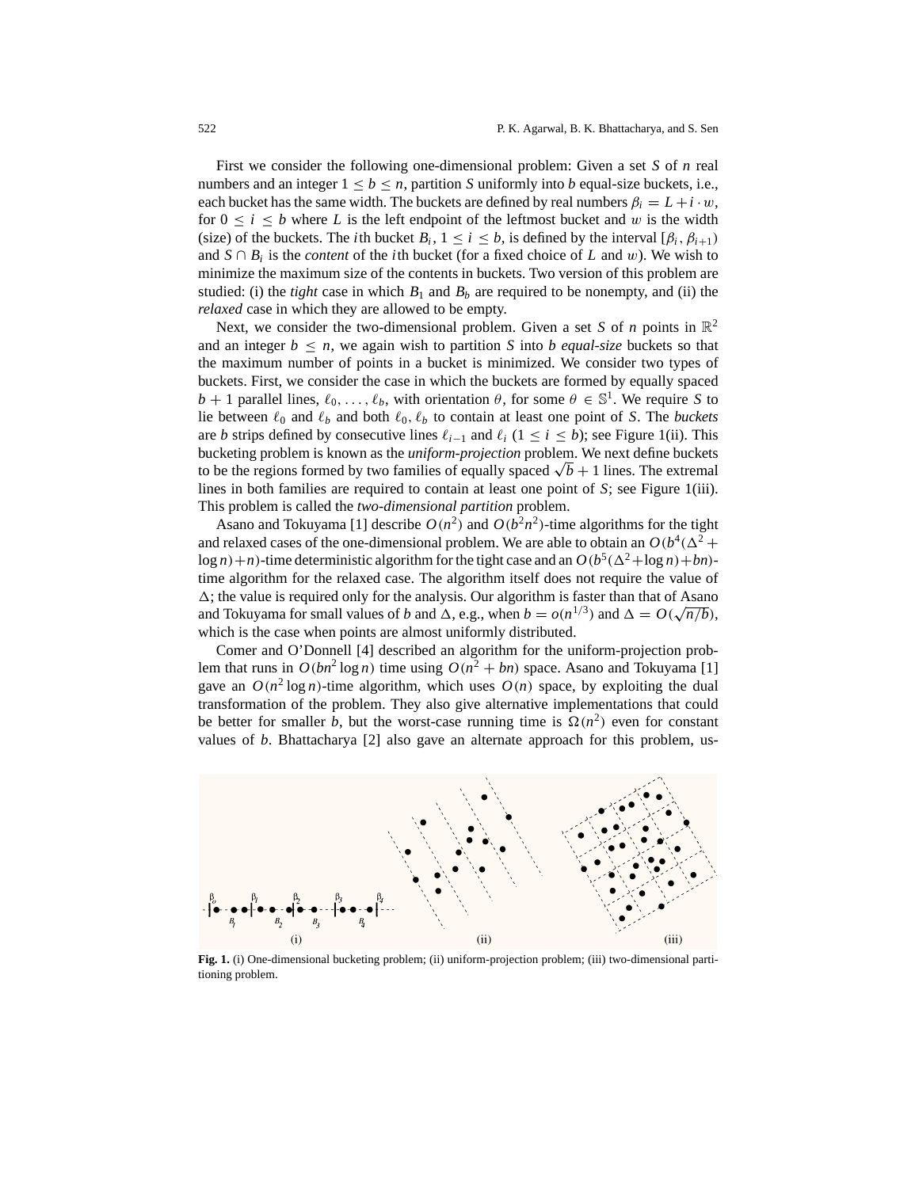First we consider the following one-dimensional problem: Given a set $S$ of $n$ real numbers and an integer $1 \leq b \leq n$, partition $S$ uniformly into $b$ equal-size buckets, i.e., each bucket has the same width. The buckets are defined by real numbers $\beta_i = L + i \cdot w$, for $0 \leq i \leq b$ where $L$ is the left endpoint of the leftmost bucket and $w$ is the width (size) of the buckets. The $i$th bucket $B_i$, $1 \leq i \leq b$, is defined by the interval $[\beta_i, \beta_{i+1})$ and $S \cap B_i$ is the *content* of the $i$th bucket (for a fixed choice of $L$ and $w$). We wish to minimize the maximum size of the contents in buckets. Two version of this problem are studied: (i) the *tight* case in which $B_1$ and $B_b$ are required to be nonempty, and (ii) the *relaxed* case in which they are allowed to be empty.

Next, we consider the two-dimensional problem. Given a set $S$ of $n$ points in $\mathbb{R}^2$ and an integer $b \leq n$, we again wish to partition $S$ into $b$ *equal-size* buckets so that the maximum number of points in a bucket is minimized. We consider two types of buckets. First, we consider the case in which the buckets are formed by equally spaced $b + 1$ parallel lines, $\ell_0, \ldots, \ell_b$, with orientation $\theta$, for some $\theta \in \mathbb{S}^1$. We require $S$ to lie between $\ell_0$ and $\ell_b$ and both $\ell_0, \ell_b$ to contain at least one point of $S$. The *buckets* are $b$ strips defined by consecutive lines $\ell_{i-1}$ and $\ell_i$ $(1 \leq i \leq b)$; see Figure 1(ii). This bucketing problem is known as the *uniform-projection* problem. We next define buckets to be the regions formed by two families of equally spaced $\sqrt{b} + 1$ lines. The extremal lines in both families are required to contain at least one point of $S$; see Figure 1(iii). This problem is called the *two-dimensional partition* problem.

Asano and Tokuyama [1] describe $O(n^2)$ and $O(b^2 n^2)$-time algorithms for the tight and relaxed cases of the one-dimensional problem. We are able to obtain an $O(b^4(\Delta^2 + \log n) + n)$-time deterministic algorithm for the tight case and an $O(b^5(\Delta^2 + \log n) + bn)$-time algorithm for the relaxed case. The algorithm itself does not require the value of $\Delta$; the value is required only for the analysis. Our algorithm is faster than that of Asano and Tokuyama for small values of $b$ and $\Delta$, e.g., when $b = o(n^{1/3})$ and $\Delta = O(\sqrt{n/b})$, which is the case when points are almost uniformly distributed.

Comer and O'Donnell [4] described an algorithm for the uniform-projection problem that runs in $O(bn^2 \log n)$ time using $O(n^2 + bn)$ space. Asano and Tokuyama [1] gave an $O(n^2 \log n)$-time algorithm, which uses $O(n)$ space, by exploiting the dual transformation of the problem. They also give alternative implementations that could be better for smaller $b$, but the worst-case running time is $\Omega(n^2)$ even for constant values of $b$. Bhattacharya [2] also gave an alternate approach for this problem, us-

**Fig. 1.** (i) One-dimensional bucketing problem; (ii) uniform-projection problem; (iii) two-dimensional partitioning problem.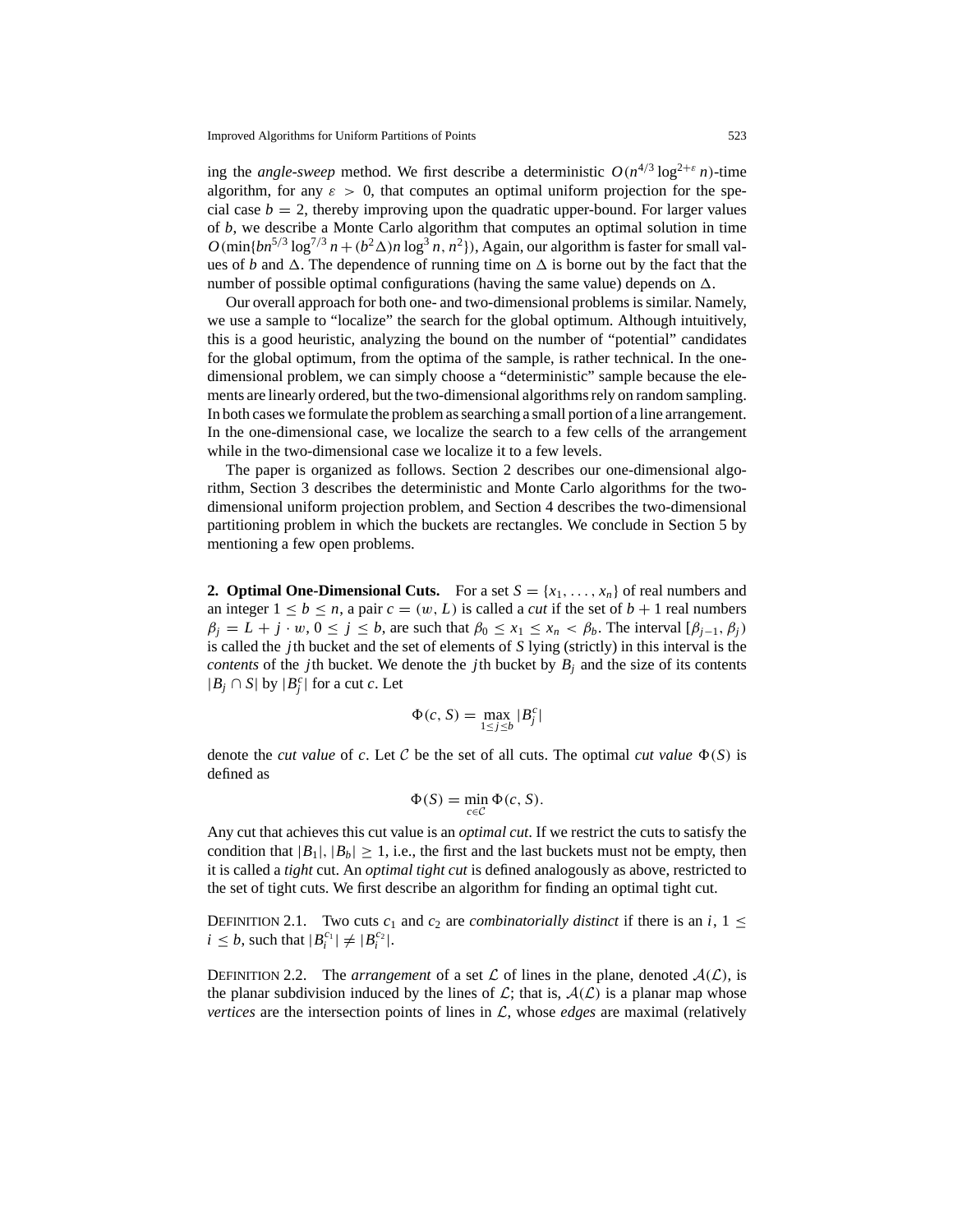ing the *angle-sweep* method. We first describe a deterministic $O(n^{4/3} \log^{2+\varepsilon} n)$-time algorithm, for any $\varepsilon > 0$, that computes an optimal uniform projection for the special case $b = 2$, thereby improving upon the quadratic upper-bound. For larger values of $b$, we describe a Monte Carlo algorithm that computes an optimal solution in time $O(\min\{bn^{5/3} \log^{7/3} n + (b^2\Delta)n \log^3 n, n^2\})$, Again, our algorithm is faster for small values of $b$ and $\Delta$. The dependence of running time on $\Delta$ is borne out by the fact that the number of possible optimal configurations (having the same value) depends on $\Delta$.

Our overall approach for both one- and two-dimensional problems is similar. Namely, we use a sample to "localize" the search for the global optimum. Although intuitively, this is a good heuristic, analyzing the bound on the number of "potential" candidates for the global optimum, from the optima of the sample, is rather technical. In the one-dimensional problem, we can simply choose a "deterministic" sample because the elements are linearly ordered, but the two-dimensional algorithms rely on random sampling. In both cases we formulate the problem as searching a small portion of a line arrangement. In the one-dimensional case, we localize the search to a few cells of the arrangement while in the two-dimensional case we localize it to a few levels.

The paper is organized as follows. Section 2 describes our one-dimensional algorithm, Section 3 describes the deterministic and Monte Carlo algorithms for the two-dimensional uniform projection problem, and Section 4 describes the two-dimensional partitioning problem in which the buckets are rectangles. We conclude in Section 5 by mentioning a few open problems.

## 2. Optimal One-Dimensional Cuts.

For a set $S = \{x_1, \ldots, x_n\}$ of real numbers and an integer $1 \le b \le n$, a pair $c = (w, L)$ is called a *cut* if the set of $b + 1$ real numbers $\beta_j = L + j \cdot w$, $0 \le j \le b$, are such that $\beta_0 \le x_1 \le x_n < \beta_b$. The interval $[\beta_{j-1}, \beta_j)$ is called the $j$th bucket and the set of elements of $S$ lying (strictly) in this interval is the *contents* of the $j$th bucket. We denote the $j$th bucket by $B_j$ and the size of its contents $|B_j \cap S|$ by $|B_j^c|$ for a cut $c$. Let

$$\Phi(c, S) = \max_{1 \le j \le b} |B_j^c|$$

denote the *cut value* of $c$. Let $\mathcal{C}$ be the set of all cuts. The optimal *cut value* $\Phi(S)$ is defined as

$$\Phi(S) = \min_{c \in \mathcal{C}} \Phi(c, S).$$

Any cut that achieves this cut value is an *optimal cut*. If we restrict the cuts to satisfy the condition that $|B_1|, |B_b| \ge 1$, i.e., the first and the last buckets must not be empty, then it is called a *tight* cut. An *optimal tight cut* is defined analogously as above, restricted to the set of tight cuts. We first describe an algorithm for finding an optimal tight cut.

DEFINITION 2.1. Two cuts $c_1$ and $c_2$ are *combinatorially distinct* if there is an $i$, $1 \le i \le b$, such that $|B_i^{c_1}| \ne |B_i^{c_2}|$.

DEFINITION 2.2. The *arrangement* of a set $\mathcal{L}$ of lines in the plane, denoted $\mathcal{A}(\mathcal{L})$, is the planar subdivision induced by the lines of $\mathcal{L}$; that is, $\mathcal{A}(\mathcal{L})$ is a planar map whose *vertices* are the intersection points of lines in $\mathcal{L}$, whose *edges* are maximal (relatively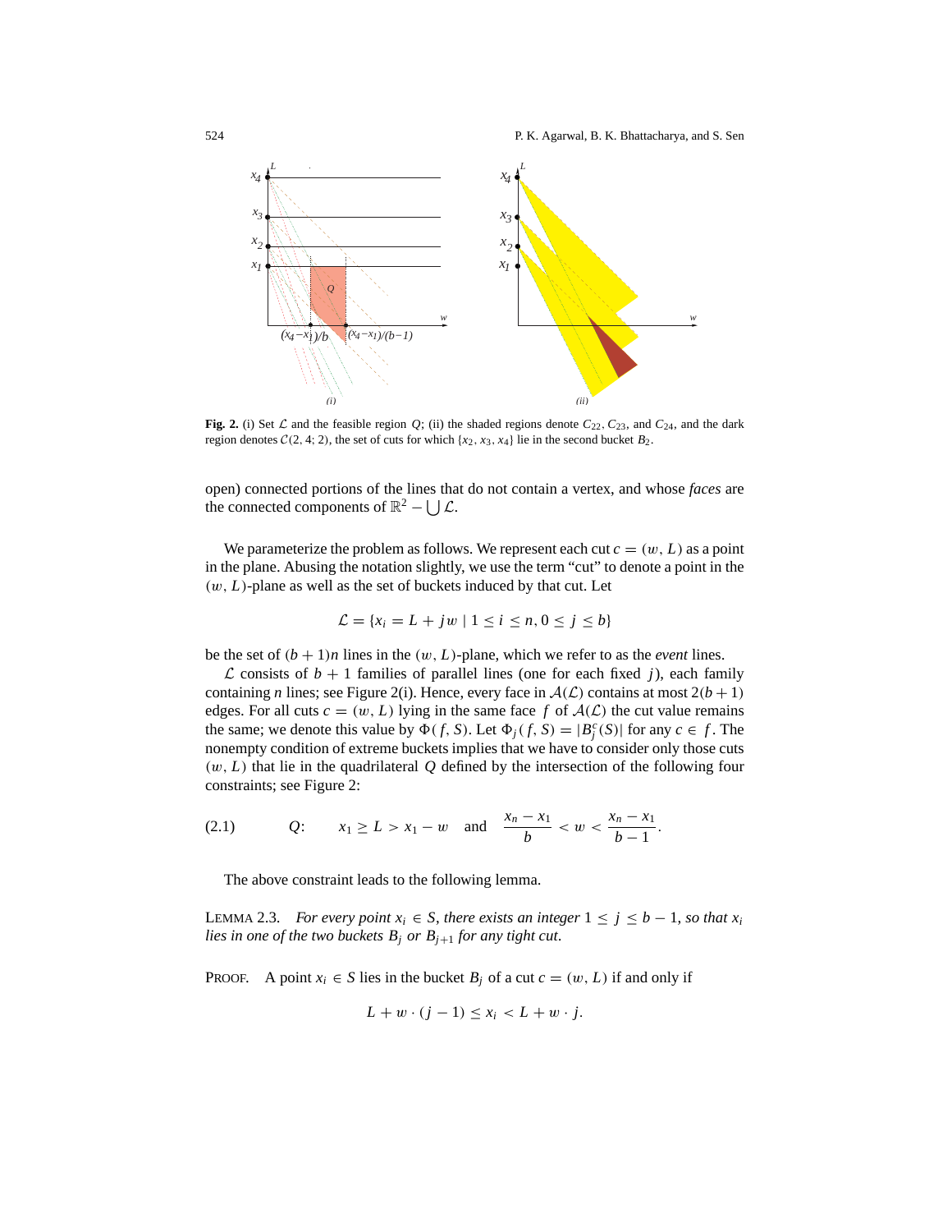**Fig. 2.** (i) Set $\mathcal{L}$ and the feasible region $Q$; (ii) the shaded regions denote $C_{22}$, $C_{23}$, and $C_{24}$, and the dark region denotes $\mathcal{C}(2, 4; 2)$, the set of cuts for which $\{x_2, x_3, x_4\}$ lie in the second bucket $B_2$.

open) connected portions of the lines that do not contain a vertex, and whose *faces* are the connected components of $\mathbb{R}^2 - \bigcup \mathcal{L}$.

We parameterize the problem as follows. We represent each cut $c = (w, L)$ as a point in the plane. Abusing the notation slightly, we use the term "cut" to denote a point in the $(w, L)$-plane as well as the set of buckets induced by that cut. Let

$$\mathcal{L} = \{x_i = L + jw \mid 1 \le i \le n, 0 \le j \le b\}$$

be the set of $(b+1)n$ lines in the $(w, L)$-plane, which we refer to as the *event* lines.

$\mathcal{L}$ consists of $b+1$ families of parallel lines (one for each fixed $j$), each family containing $n$ lines; see Figure 2(i). Hence, every face in $\mathcal{A}(\mathcal{L})$ contains at most $2(b+1)$ edges. For all cuts $c = (w, L)$ lying in the same face $f$ of $\mathcal{A}(\mathcal{L})$ the cut value remains the same; we denote this value by $\Phi(f, S)$. Let $\Phi_j(f, S) = |B_j^c(S)|$ for any $c \in f$. The nonempty condition of extreme buckets implies that we have to consider only those cuts $(w, L)$ that lie in the quadrilateral $Q$ defined by the intersection of the following four constraints; see Figure 2:

$$Q: \qquad x_1 \ge L > x_1 - w \quad \text{and} \quad \frac{x_n - x_1}{b} < w < \frac{x_n - x_1}{b-1}. \tag{2.1}$$

The above constraint leads to the following lemma.

LEMMA 2.3. *For every point $x_i \in S$, there exists an integer $1 \le j \le b-1$, so that $x_i$ lies in one of the two buckets $B_j$ or $B_{j+1}$ for any tight cut.*

PROOF. A point $x_i \in S$ lies in the bucket $B_j$ of a cut $c = (w, L)$ if and only if

$$L + w \cdot (j-1) \le x_i < L + w \cdot j.$$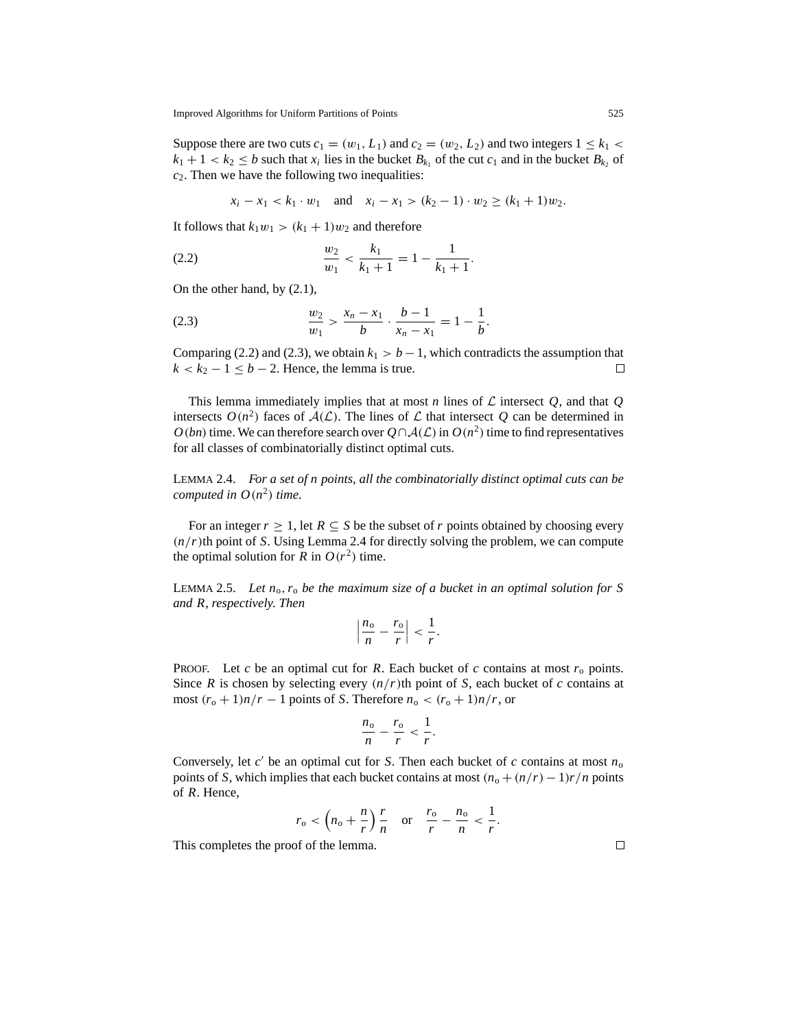Suppose there are two cuts $c_1 = (w_1, L_1)$ and $c_2 = (w_2, L_2)$ and two integers $1 \le k_1 < k_1 + 1 < k_2 \le b$ such that $x_i$ lies in the bucket $B_{k_1}$ of the cut $c_1$ and in the bucket $B_{k_2}$ of $c_2$. Then we have the following two inequalities:

$$x_i - x_1 < k_1 \cdot w_1 \quad \text{and} \quad x_i - x_1 > (k_2 - 1) \cdot w_2 \ge (k_1 + 1) w_2.$$

It follows that $k_1 w_1 > (k_1 + 1) w_2$ and therefore

$$\frac{w_2}{w_1} < \frac{k_1}{k_1 + 1} = 1 - \frac{1}{k_1 + 1}. \tag{2.2}$$

On the other hand, by (2.1),

$$\frac{w_2}{w_1} > \frac{x_n - x_1}{b} \cdot \frac{b - 1}{x_n - x_1} = 1 - \frac{1}{b}. \tag{2.3}$$

Comparing (2.2) and (2.3), we obtain $k_1 > b - 1$, which contradicts the assumption that $k < k_2 - 1 \le b - 2$. Hence, the lemma is true. □

This lemma immediately implies that at most $n$ lines of $\mathcal{L}$ intersect $Q$, and that $Q$ intersects $O(n^2)$ faces of $\mathcal{A}(\mathcal{L})$. The lines of $\mathcal{L}$ that intersect $Q$ can be determined in $O(bn)$ time. We can therefore search over $Q \cap \mathcal{A}(\mathcal{L})$ in $O(n^2)$ time to find representatives for all classes of combinatorially distinct optimal cuts.

LEMMA 2.4. *For a set of $n$ points, all the combinatorially distinct optimal cuts can be computed in $O(n^2)$ time.*

For an integer $r \ge 1$, let $R \subseteq S$ be the subset of $r$ points obtained by choosing every $(n/r)$th point of $S$. Using Lemma 2.4 for directly solving the problem, we can compute the optimal solution for $R$ in $O(r^2)$ time.

LEMMA 2.5. *Let $n_o, r_o$ be the maximum size of a bucket in an optimal solution for $S$ and $R$, respectively. Then*

$$\left| \frac{n_o}{n} - \frac{r_o}{r} \right| < \frac{1}{r}.$$

PROOF. Let $c$ be an optimal cut for $R$. Each bucket of $c$ contains at most $r_o$ points. Since $R$ is chosen by selecting every $(n/r)$th point of $S$, each bucket of $c$ contains at most $(r_o + 1)n/r - 1$ points of $S$. Therefore $n_o < (r_o + 1)n/r$, or

$$\frac{n_o}{n} - \frac{r_o}{r} < \frac{1}{r}.$$

Conversely, let $c'$ be an optimal cut for $S$. Then each bucket of $c$ contains at most $n_o$ points of $S$, which implies that each bucket contains at most $(n_o + (n/r) - 1)r/n$ points of $R$. Hence,

$$r_o < \left(n_o + \frac{n}{r}\right)\frac{r}{n} \quad \text{or} \quad \frac{r_o}{r} - \frac{n_o}{n} < \frac{1}{r}.$$

This completes the proof of the lemma. □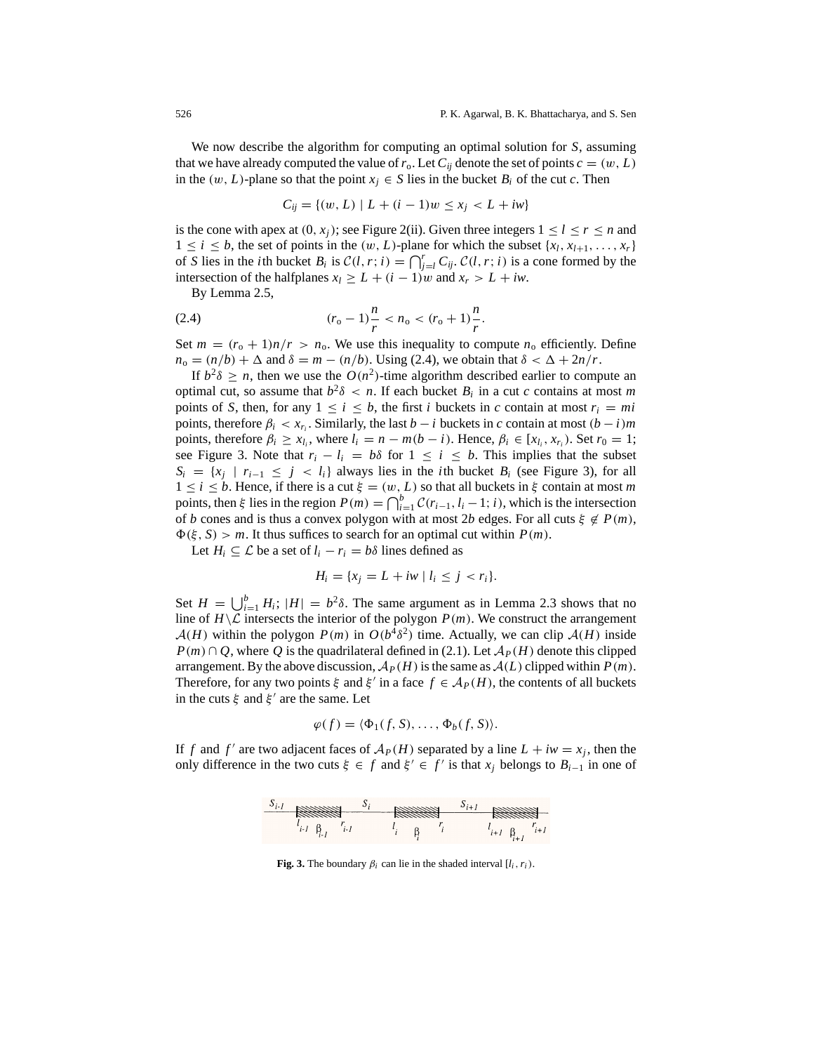We now describe the algorithm for computing an optimal solution for $S$, assuming that we have already computed the value of $r_o$. Let $C_{ij}$ denote the set of points $c = (w, L)$ in the $(w, L)$-plane so that the point $x_j \in S$ lies in the bucket $B_i$ of the cut $c$. Then

$$C_{ij} = \{(w, L) \mid L + (i-1)w \le x_j < L + iw\}$$

is the cone with apex at $(0, x_j)$; see Figure 2(ii). Given three integers $1 \le l \le r \le n$ and $1 \le i \le b$, the set of points in the $(w, L)$-plane for which the subset $\{x_l, x_{l+1}, \ldots, x_r\}$ of $S$ lies in the $i$th bucket $B_i$ is $\mathcal{C}(l, r; i) = \bigcap_{j=l}^{r} C_{ij}$. $\mathcal{C}(l, r; i)$ is a cone formed by the intersection of the halfplanes $x_l \ge L + (i-1)w$ and $x_r > L + iw$.

By Lemma 2.5,

$$(r_o - 1)\frac{n}{r} < n_o < (r_o + 1)\frac{n}{r}. \tag{2.4}$$

Set $m = (r_o + 1)n/r > n_o$. We use this inequality to compute $n_o$ efficiently. Define $n_o = (n/b) + \Delta$ and $\delta = m - (n/b)$. Using (2.4), we obtain that $\delta < \Delta + 2n/r$.

If $b^2\delta \ge n$, then we use the $O(n^2)$-time algorithm described earlier to compute an optimal cut, so assume that $b^2\delta < n$. If each bucket $B_i$ in a cut $c$ contains at most $m$ points of $S$, then, for any $1 \le i \le b$, the first $i$ buckets in $c$ contain at most $r_i = mi$ points, therefore $\beta_i < x_{r_i}$. Similarly, the last $b - i$ buckets in $c$ contain at most $(b-i)m$ points, therefore $\beta_i \ge x_{l_i}$, where $l_i = n - m(b - i)$. Hence, $\beta_i \in [x_{l_i}, x_{r_i})$. Set $r_0 = 1$; see Figure 3. Note that $r_i - l_i = b\delta$ for $1 \le i \le b$. This implies that the subset $S_i = \{x_j \mid r_{i-1} \le j < l_i\}$ always lies in the $i$th bucket $B_i$ (see Figure 3), for all $1 \le i \le b$. Hence, if there is a cut $\xi = (w, L)$ so that all buckets in $\xi$ contain at most $m$ points, then $\xi$ lies in the region $P(m) = \bigcap_{i=1}^{b} \mathcal{C}(r_{i-1}, l_i - 1; i)$, which is the intersection of $b$ cones and is thus a convex polygon with at most $2b$ edges. For all cuts $\xi \notin P(m)$, $\Phi(\xi, S) > m$. It thus suffices to search for an optimal cut within $P(m)$.

Let $H_i \subseteq \mathcal{L}$ be a set of $l_i - r_i = b\delta$ lines defined as

$$H_i = \{x_j = L + iw \mid l_i \le j < r_i\}.$$

Set $H = \bigcup_{i=1}^{b} H_i$; $|H| = b^2\delta$. The same argument as in Lemma 2.3 shows that no line of $H \backslash \mathcal{L}$ intersects the interior of the polygon $P(m)$. We construct the arrangement $\mathcal{A}(H)$ within the polygon $P(m)$ in $O(b^4\delta^2)$ time. Actually, we can clip $\mathcal{A}(H)$ inside $P(m) \cap Q$, where $Q$ is the quadrilateral defined in (2.1). Let $\mathcal{A}_P(H)$ denote this clipped arrangement. By the above discussion, $\mathcal{A}_P(H)$ is the same as $\mathcal{A}(L)$ clipped within $P(m)$. Therefore, for any two points $\xi$ and $\xi'$ in a face $f \in \mathcal{A}_P(H)$, the contents of all buckets in the cuts $\xi$ and $\xi'$ are the same. Let

$$\varphi(f) = \langle \Phi_1(f, S), \ldots, \Phi_b(f, S) \rangle.$$

If $f$ and $f'$ are two adjacent faces of $\mathcal{A}_P(H)$ separated by a line $L + iw = x_j$, then the only difference in the two cuts $\xi \in f$ and $\xi' \in f'$ is that $x_j$ belongs to $B_{i-1}$ in one of

**Fig. 3.** The boundary $\beta_i$ can lie in the shaded interval $[l_i, r_i)$.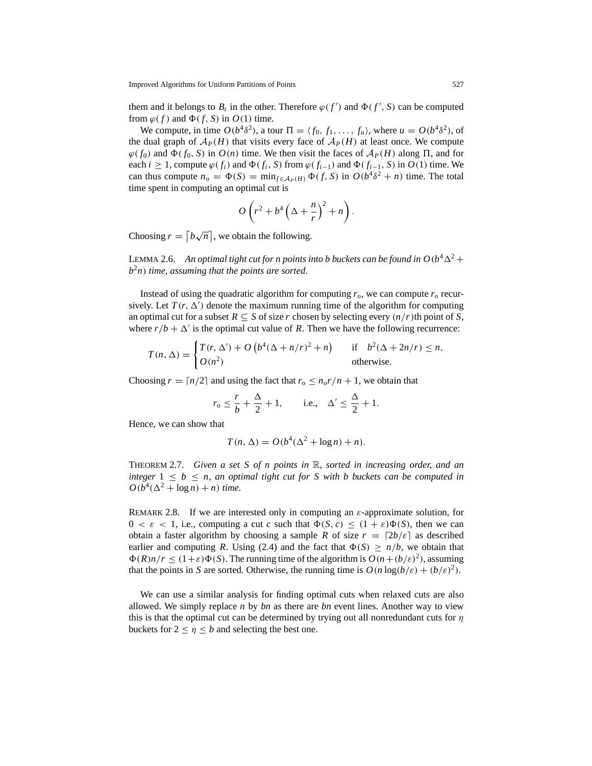them and it belongs to $B_i$ in the other. Therefore $\varphi(f')$ and $\Phi(f', S)$ can be computed from $\varphi(f)$ and $\Phi(f, S)$ in $O(1)$ time.

We compute, in time $O(b^4\delta^2)$, a tour $\Pi = \langle f_0, f_1, \ldots, f_u \rangle$, where $u = O(b^4\delta^2)$, of the dual graph of $\mathcal{A}_P(H)$ that visits every face of $\mathcal{A}_P(H)$ at least once. We compute $\varphi(f_0)$ and $\Phi(f_0, S)$ in $O(n)$ time. We then visit the faces of $\mathcal{A}_P(H)$ along $\Pi$, and for each $i \geq 1$, compute $\varphi(f_i)$ and $\Phi(f_i, S)$ from $\varphi(f_{i-1})$ and $\Phi(f_{i-1}, S)$ in $O(1)$ time. We can thus compute $n_o = \Phi(S) = \min_{f \in \mathcal{A}_P(H)} \Phi(f, S)$ in $O(b^4\delta^2 + n)$ time. The total time spent in computing an optimal cut is

$$O\left(r^2 + b^4\left(\Delta + \frac{n}{r}\right)^2 + n\right).$$

Choosing $r = \lceil b\sqrt{n} \rceil$, we obtain the following.

LEMMA 2.6. *An optimal tight cut for n points into b buckets can be found in $O(b^4\Delta^2 + b^2 n)$ time, assuming that the points are sorted.*

Instead of using the quadratic algorithm for computing $r_o$, we can compute $r_o$ recursively. Let $T(r, \Delta')$ denote the maximum running time of the algorithm for computing an optimal cut for a subset $R \subseteq S$ of size $r$ chosen by selecting every $(n/r)$th point of $S$, where $r/b + \Delta'$ is the optimal cut value of $R$. Then we have the following recurrence:

$$T(n, \Delta) = \begin{cases} T(r, \Delta') + O\left(b^4(\Delta + n/r)^2 + n\right) & \text{if} \quad b^2(\Delta + 2n/r) \leq n, \\ O(n^2) & \text{otherwise.} \end{cases}$$

Choosing $r = \lceil n/2 \rceil$ and using the fact that $r_o \leq n_o r/n + 1$, we obtain that

$$r_o \leq \frac{r}{b} + \frac{\Delta}{2} + 1, \qquad \text{i.e.,} \quad \Delta' \leq \frac{\Delta}{2} + 1.$$

Hence, we can show that

$$T(n, \Delta) = O(b^4(\Delta^2 + \log n) + n).$$

THEOREM 2.7. *Given a set S of n points in $\mathbb{R}$, sorted in increasing order, and an integer $1 \leq b \leq n$, an optimal tight cut for S with b buckets can be computed in $O(b^4(\Delta^2 + \log n) + n)$ time.*

REMARK 2.8. If we are interested only in computing an $\varepsilon$-approximate solution, for $0 < \varepsilon < 1$, i.e., computing a cut $c$ such that $\Phi(S, c) \leq (1 + \varepsilon)\Phi(S)$, then we can obtain a faster algorithm by choosing a sample $R$ of size $r = \lceil 2b/\varepsilon \rceil$ as described earlier and computing $R$. Using (2.4) and the fact that $\Phi(S) \geq n/b$, we obtain that $\Phi(R)n/r \leq (1+\varepsilon)\Phi(S)$. The running time of the algorithm is $O(n + (b/\varepsilon)^2)$, assuming that the points in $S$ are sorted. Otherwise, the running time is $O(n \log(b/\varepsilon) + (b/\varepsilon)^2)$.

We can use a similar analysis for finding optimal cuts when relaxed cuts are also allowed. We simply replace $n$ by $bn$ as there are $bn$ event lines. Another way to view this is that the optimal cut can be determined by trying out all nonredundant cuts for $\eta$ buckets for $2 \leq \eta \leq b$ and selecting the best one.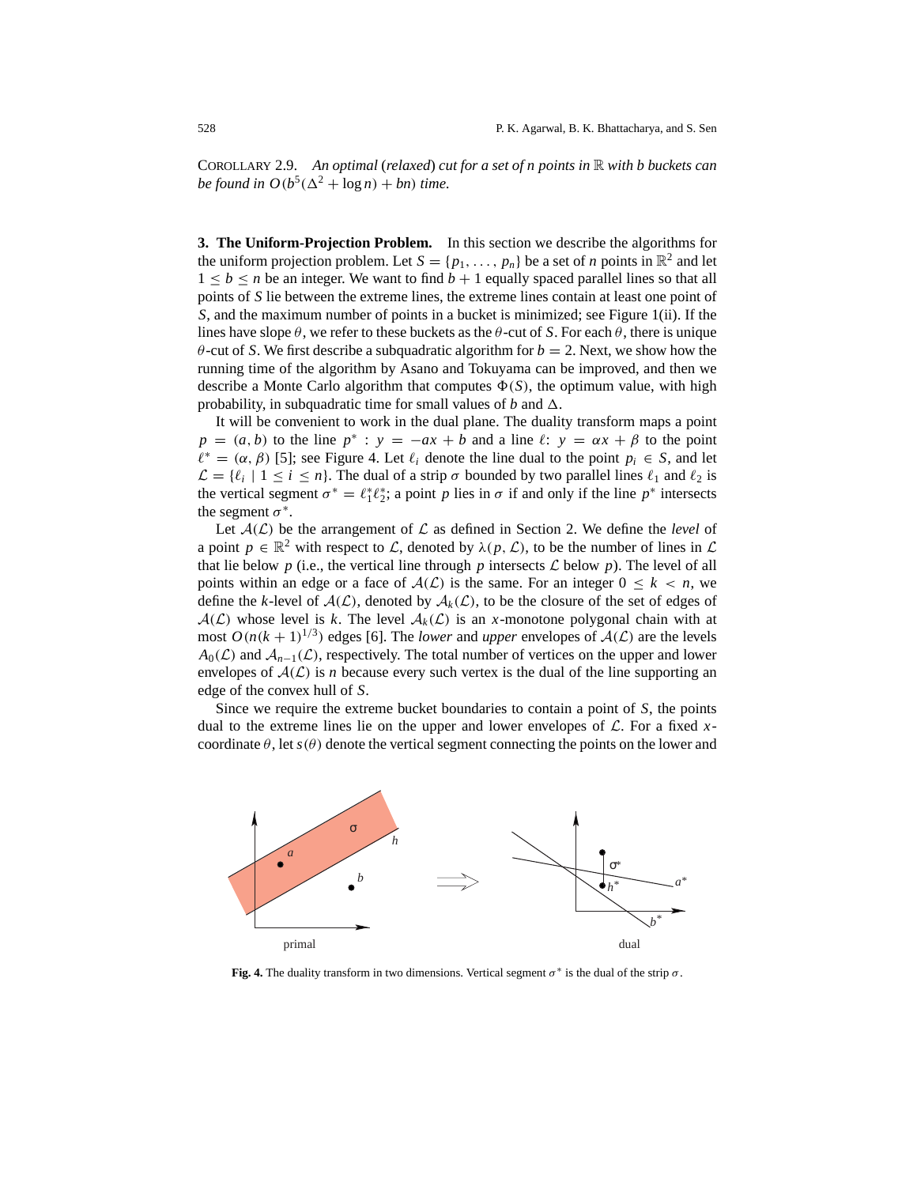COROLLARY 2.9. *An optimal* (*relaxed*) *cut for a set of n points in* $\mathbb{R}$ *with b buckets can be found in* $O(b^5(\Delta^2 + \log n) + bn)$ *time.*

## 3. The Uniform-Projection Problem.

In this section we describe the algorithms for the uniform projection problem. Let $S = \{p_1, \ldots, p_n\}$ be a set of $n$ points in $\mathbb{R}^2$ and let $1 \leq b \leq n$ be an integer. We want to find $b+1$ equally spaced parallel lines so that all points of $S$ lie between the extreme lines, the extreme lines contain at least one point of $S$, and the maximum number of points in a bucket is minimized; see Figure 1(ii). If the lines have slope $\theta$, we refer to these buckets as the $\theta$-cut of $S$. For each $\theta$, there is unique $\theta$-cut of $S$. We first describe a subquadratic algorithm for $b = 2$. Next, we show how the running time of the algorithm by Asano and Tokuyama can be improved, and then we describe a Monte Carlo algorithm that computes $\Phi(S)$, the optimum value, with high probability, in subquadratic time for small values of $b$ and $\Delta$.

It will be convenient to work in the dual plane. The duality transform maps a point $p = (a, b)$ to the line $p^* : y = -ax + b$ and a line $\ell$: $y = \alpha x + \beta$ to the point $\ell^* = (\alpha, \beta)$ [5]; see Figure 4. Let $\ell_i$ denote the line dual to the point $p_i \in S$, and let $\mathcal{L} = \{\ell_i \mid 1 \leq i \leq n\}$. The dual of a strip $\sigma$ bounded by two parallel lines $\ell_1$ and $\ell_2$ is the vertical segment $\sigma^* = \ell_1^* \ell_2^*$; a point $p$ lies in $\sigma$ if and only if the line $p^*$ intersects the segment $\sigma^*$.

Let $\mathcal{A}(\mathcal{L})$ be the arrangement of $\mathcal{L}$ as defined in Section 2. We define the *level* of a point $p \in \mathbb{R}^2$ with respect to $\mathcal{L}$, denoted by $\lambda(p, \mathcal{L})$, to be the number of lines in $\mathcal{L}$ that lie below $p$ (i.e., the vertical line through $p$ intersects $\mathcal{L}$ below $p$). The level of all points within an edge or a face of $\mathcal{A}(\mathcal{L})$ is the same. For an integer $0 \leq k < n$, we define the $k$-level of $\mathcal{A}(\mathcal{L})$, denoted by $\mathcal{A}_k(\mathcal{L})$, to be the closure of the set of edges of $\mathcal{A}(\mathcal{L})$ whose level is $k$. The level $\mathcal{A}_k(\mathcal{L})$ is an $x$-monotone polygonal chain with at most $O(n(k+1)^{1/3})$ edges [6]. The *lower* and *upper* envelopes of $\mathcal{A}(\mathcal{L})$ are the levels $A_0(\mathcal{L})$ and $\mathcal{A}_{n-1}(\mathcal{L})$, respectively. The total number of vertices on the upper and lower envelopes of $\mathcal{A}(\mathcal{L})$ is $n$ because every such vertex is the dual of the line supporting an edge of the convex hull of $S$.

Since we require the extreme bucket boundaries to contain a point of $S$, the points dual to the extreme lines lie on the upper and lower envelopes of $\mathcal{L}$. For a fixed $x$-coordinate $\theta$, let $s(\theta)$ denote the vertical segment connecting the points on the lower and

**Fig. 4.** The duality transform in two dimensions. Vertical segment $\sigma^*$ is the dual of the strip $\sigma$.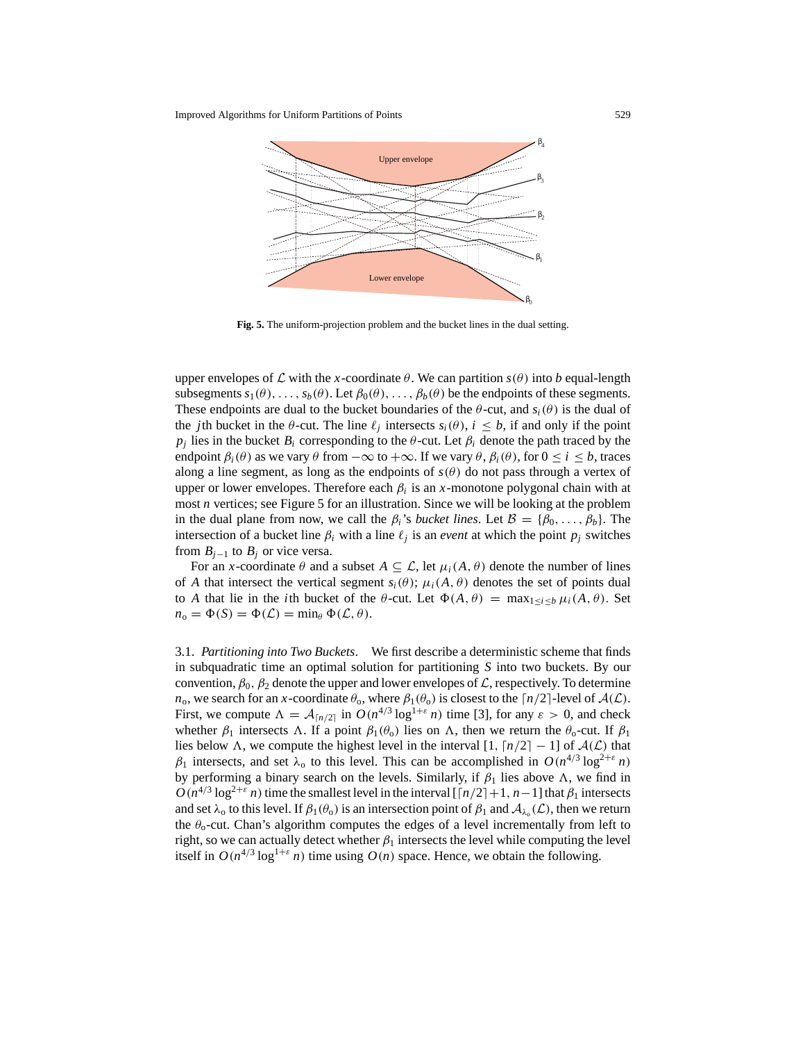Fig. 5. The uniform-projection problem and the bucket lines in the dual setting.

upper envelopes of $\mathcal{L}$ with the $x$-coordinate $\theta$. We can partition $s(\theta)$ into $b$ equal-length subsegments $s_1(\theta), \ldots, s_b(\theta)$. Let $\beta_0(\theta), \ldots, \beta_b(\theta)$ be the endpoints of these segments. These endpoints are dual to the bucket boundaries of the $\theta$-cut, and $s_i(\theta)$ is the dual of the $j$th bucket in the $\theta$-cut. The line $\ell_j$ intersects $s_i(\theta)$, $i \leq b$, if and only if the point $p_j$ lies in the bucket $B_i$ corresponding to the $\theta$-cut. Let $\beta_i$ denote the path traced by the endpoint $\beta_i(\theta)$ as we vary $\theta$ from $-\infty$ to $+\infty$. If we vary $\theta$, $\beta_i(\theta)$, for $0 \leq i \leq b$, traces along a line segment, as long as the endpoints of $s(\theta)$ do not pass through a vertex of upper or lower envelopes. Therefore each $\beta_i$ is an $x$-monotone polygonal chain with at most $n$ vertices; see Figure 5 for an illustration. Since we will be looking at the problem in the dual plane from now, we call the $\beta_i$'s *bucket lines*. Let $\mathcal{B} = \{\beta_0, \ldots, \beta_b\}$. The intersection of a bucket line $\beta_i$ with a line $\ell_j$ is an *event* at which the point $p_j$ switches from $B_{j-1}$ to $B_j$ or vice versa.

For an $x$-coordinate $\theta$ and a subset $A \subseteq \mathcal{L}$, let $\mu_i(A, \theta)$ denote the number of lines of $A$ that intersect the vertical segment $s_i(\theta)$; $\mu_i(A, \theta)$ denotes the set of points dual to $A$ that lie in the $i$th bucket of the $\theta$-cut. Let $\Phi(A, \theta) = \max_{1 \leq i \leq b} \mu_i(A, \theta)$. Set $n_o = \Phi(S) = \Phi(\mathcal{L}) = \min_\theta \Phi(\mathcal{L}, \theta)$.

3.1. *Partitioning into Two Buckets*. We first describe a deterministic scheme that finds in subquadratic time an optimal solution for partitioning $S$ into two buckets. By our convention, $\beta_0$, $\beta_2$ denote the upper and lower envelopes of $\mathcal{L}$, respectively. To determine $n_o$, we search for an $x$-coordinate $\theta_o$, where $\beta_1(\theta_o)$ is closest to the $\lceil n/2 \rceil$-level of $\mathcal{A}(\mathcal{L})$. First, we compute $\Lambda = \mathcal{A}_{\lceil n/2 \rceil}$ in $O(n^{4/3} \log^{1+\varepsilon} n)$ time [3], for any $\varepsilon > 0$, and check whether $\beta_1$ intersects $\Lambda$. If a point $\beta_1(\theta_o)$ lies on $\Lambda$, then we return the $\theta_o$-cut. If $\beta_1$ lies below $\Lambda$, we compute the highest level in the interval $[1, \lceil n/2 \rceil - 1]$ of $\mathcal{A}(\mathcal{L})$ that $\beta_1$ intersects, and set $\lambda_o$ to this level. This can be accomplished in $O(n^{4/3} \log^{2+\varepsilon} n)$ by performing a binary search on the levels. Similarly, if $\beta_1$ lies above $\Lambda$, we find in $O(n^{4/3} \log^{2+\varepsilon} n)$ time the smallest level in the interval $[\lceil n/2 \rceil + 1, n-1]$ that $\beta_1$ intersects and set $\lambda_o$ to this level. If $\beta_1(\theta_o)$ is an intersection point of $\beta_1$ and $\mathcal{A}_{\lambda_o}(\mathcal{L})$, then we return the $\theta_o$-cut. Chan's algorithm computes the edges of a level incrementally from left to right, so we can actually detect whether $\beta_1$ intersects the level while computing the level itself in $O(n^{4/3} \log^{1+\varepsilon} n)$ time using $O(n)$ space. Hence, we obtain the following.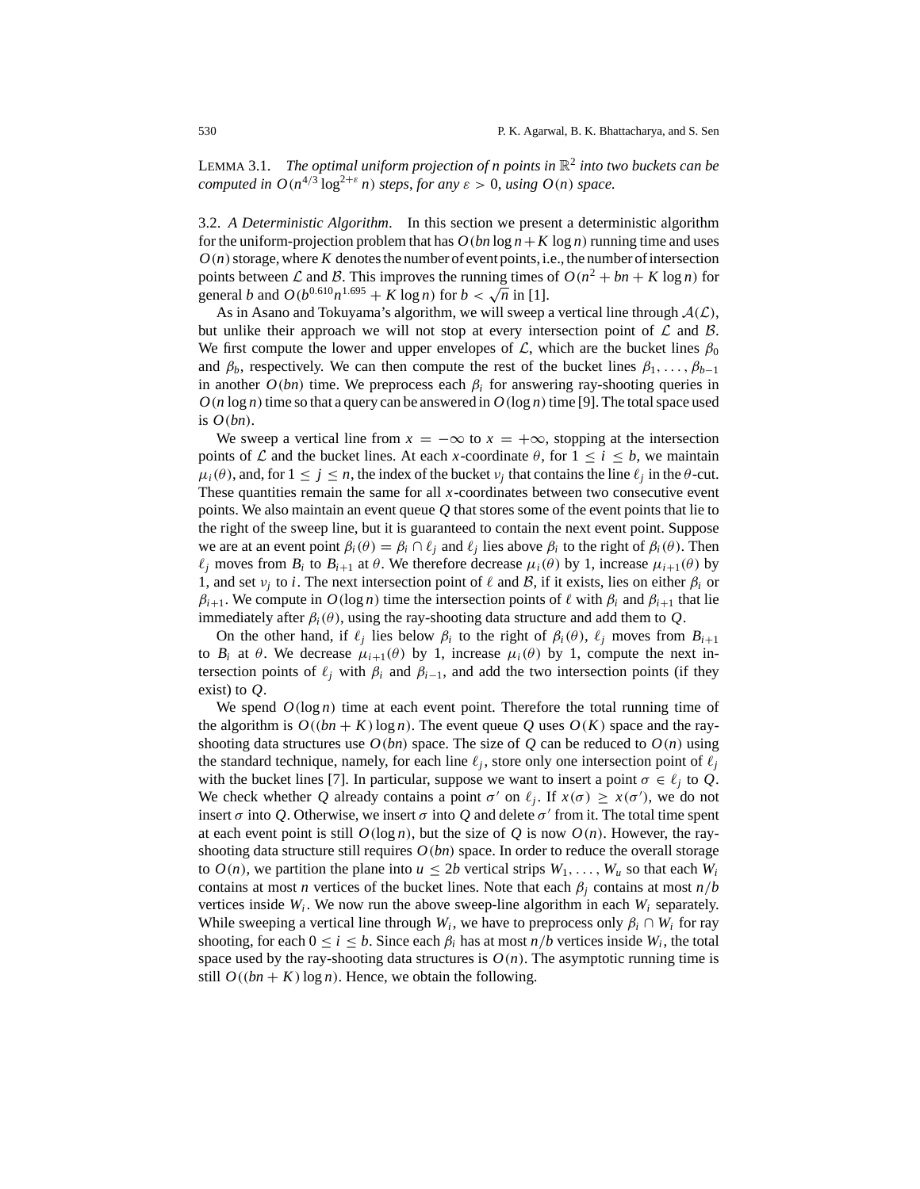LEMMA 3.1. *The optimal uniform projection of $n$ points in $\mathbb{R}^2$ into two buckets can be computed in $O(n^{4/3} \log^{2+\varepsilon} n)$ steps, for any $\varepsilon > 0$, using $O(n)$ space.*

3.2. *A Deterministic Algorithm*. In this section we present a deterministic algorithm for the uniform-projection problem that has $O(bn \log n + K \log n)$ running time and uses $O(n)$ storage, where $K$ denotes the number of event points, i.e., the number of intersection points between $\mathcal{L}$ and $\mathcal{B}$. This improves the running times of $O(n^2 + bn + K \log n)$ for general $b$ and $O(b^{0.610} n^{1.695} + K \log n)$ for $b < \sqrt{n}$ in [1].

As in Asano and Tokuyama's algorithm, we will sweep a vertical line through $\mathcal{A}(\mathcal{L})$, but unlike their approach we will not stop at every intersection point of $\mathcal{L}$ and $\mathcal{B}$. We first compute the lower and upper envelopes of $\mathcal{L}$, which are the bucket lines $\beta_0$ and $\beta_b$, respectively. We can then compute the rest of the bucket lines $\beta_1, \ldots, \beta_{b-1}$ in another $O(bn)$ time. We preprocess each $\beta_i$ for answering ray-shooting queries in $O(n \log n)$ time so that a query can be answered in $O(\log n)$ time [9]. The total space used is $O(bn)$.

We sweep a vertical line from $x = -\infty$ to $x = +\infty$, stopping at the intersection points of $\mathcal{L}$ and the bucket lines. At each $x$-coordinate $\theta$, for $1 \leq i \leq b$, we maintain $\mu_i(\theta)$, and, for $1 \leq j \leq n$, the index of the bucket $\nu_j$ that contains the line $\ell_j$ in the $\theta$-cut. These quantities remain the same for all $x$-coordinates between two consecutive event points. We also maintain an event queue $Q$ that stores some of the event points that lie to the right of the sweep line, but it is guaranteed to contain the next event point. Suppose we are at an event point $\beta_i(\theta) = \beta_i \cap \ell_j$ and $\ell_j$ lies above $\beta_i$ to the right of $\beta_i(\theta)$. Then $\ell_j$ moves from $B_i$ to $B_{i+1}$ at $\theta$. We therefore decrease $\mu_i(\theta)$ by 1, increase $\mu_{i+1}(\theta)$ by 1, and set $\nu_j$ to $i$. The next intersection point of $\ell$ and $\mathcal{B}$, if it exists, lies on either $\beta_i$ or $\beta_{i+1}$. We compute in $O(\log n)$ time the intersection points of $\ell$ with $\beta_i$ and $\beta_{i+1}$ that lie immediately after $\beta_i(\theta)$, using the ray-shooting data structure and add them to $Q$.

On the other hand, if $\ell_j$ lies below $\beta_i$ to the right of $\beta_i(\theta)$, $\ell_j$ moves from $B_{i+1}$ to $B_i$ at $\theta$. We decrease $\mu_{i+1}(\theta)$ by 1, increase $\mu_i(\theta)$ by 1, compute the next intersection points of $\ell_j$ with $\beta_i$ and $\beta_{i-1}$, and add the two intersection points (if they exist) to $Q$.

We spend $O(\log n)$ time at each event point. Therefore the total running time of the algorithm is $O((bn + K) \log n)$. The event queue $Q$ uses $O(K)$ space and the ray-shooting data structures use $O(bn)$ space. The size of $Q$ can be reduced to $O(n)$ using the standard technique, namely, for each line $\ell_j$, store only one intersection point of $\ell_j$ with the bucket lines [7]. In particular, suppose we want to insert a point $\sigma \in \ell_j$ to $Q$. We check whether $Q$ already contains a point $\sigma'$ on $\ell_j$. If $x(\sigma) \geq x(\sigma')$, we do not insert $\sigma$ into $Q$. Otherwise, we insert $\sigma$ into $Q$ and delete $\sigma'$ from it. The total time spent at each event point is still $O(\log n)$, but the size of $Q$ is now $O(n)$. However, the ray-shooting data structure still requires $O(bn)$ space. In order to reduce the overall storage to $O(n)$, we partition the plane into $u \leq 2b$ vertical strips $W_1, \ldots, W_u$ so that each $W_i$ contains at most $n$ vertices of the bucket lines. Note that each $\beta_j$ contains at most $n/b$ vertices inside $W_i$. We now run the above sweep-line algorithm in each $W_i$ separately. While sweeping a vertical line through $W_i$, we have to preprocess only $\beta_i \cap W_i$ for ray shooting, for each $0 \leq i \leq b$. Since each $\beta_i$ has at most $n/b$ vertices inside $W_i$, the total space used by the ray-shooting data structures is $O(n)$. The asymptotic running time is still $O((bn + K) \log n)$. Hence, we obtain the following.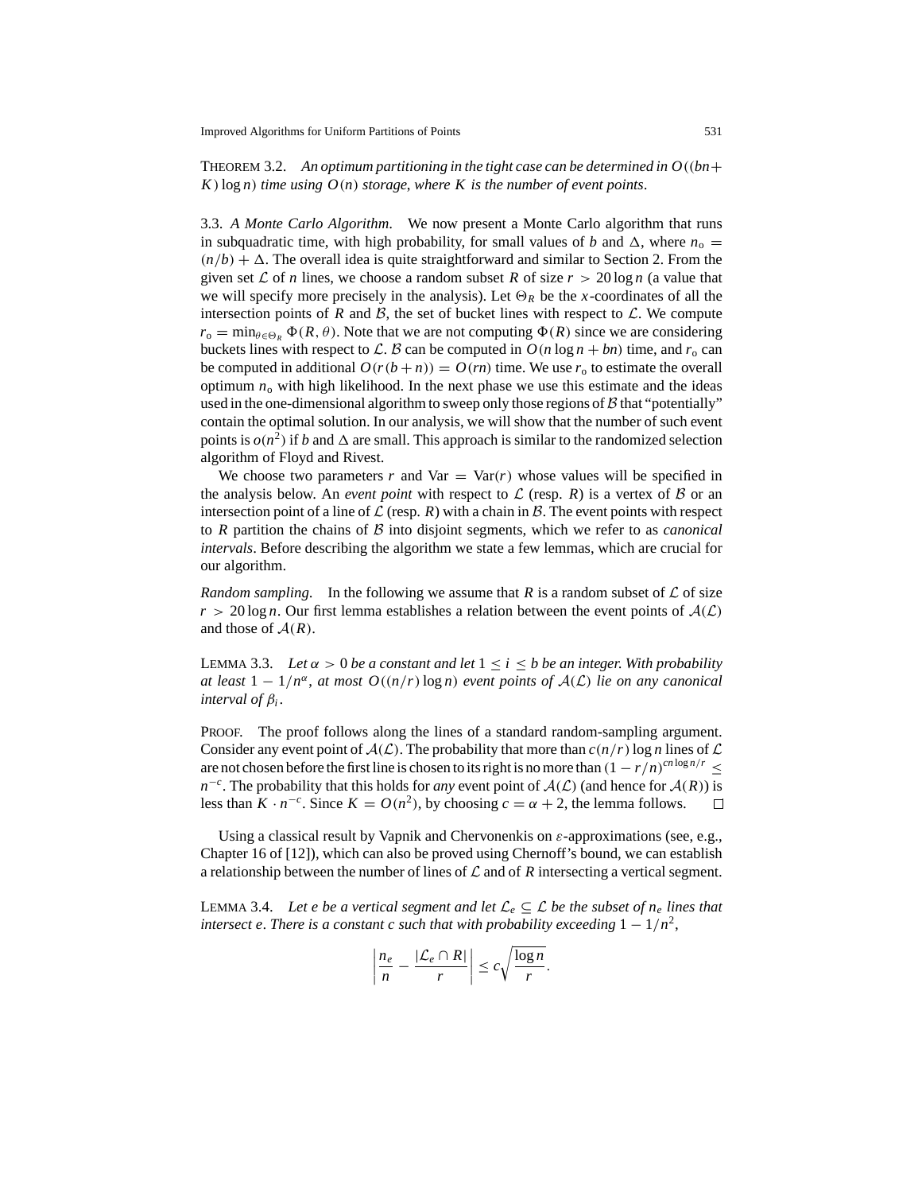THEOREM 3.2. *An optimum partitioning in the tight case can be determined in $O((bn + K)\log n)$ time using $O(n)$ storage, where $K$ is the number of event points.*

### 3.3. *A Monte Carlo Algorithm*

We now present a Monte Carlo algorithm that runs in subquadratic time, with high probability, for small values of $b$ and $\Delta$, where $n_o = (n/b) + \Delta$. The overall idea is quite straightforward and similar to Section 2. From the given set $\mathcal{L}$ of $n$ lines, we choose a random subset $R$ of size $r > 20\log n$ (a value that we will specify more precisely in the analysis). Let $\Theta_R$ be the $x$-coordinates of all the intersection points of $R$ and $\mathcal{B}$, the set of bucket lines with respect to $\mathcal{L}$. We compute $r_o = \min_{\theta\in\Theta_R} \Phi(R, \theta)$. Note that we are not computing $\Phi(R)$ since we are considering buckets lines with respect to $\mathcal{L}$. $\mathcal{B}$ can be computed in $O(n\log n + bn)$ time, and $r_o$ can be computed in additional $O(r(b+n)) = O(rn)$ time. We use $r_o$ to estimate the overall optimum $n_o$ with high likelihood. In the next phase we use this estimate and the ideas used in the one-dimensional algorithm to sweep only those regions of $\mathcal{B}$ that "potentially" contain the optimal solution. In our analysis, we will show that the number of such event points is $o(n^2)$ if $b$ and $\Delta$ are small. This approach is similar to the randomized selection algorithm of Floyd and Rivest.

We choose two parameters $r$ and $\text{Var} = \text{Var}(r)$ whose values will be specified in the analysis below. An *event point* with respect to $\mathcal{L}$ (resp. $R$) is a vertex of $\mathcal{B}$ or an intersection point of a line of $\mathcal{L}$ (resp. $R$) with a chain in $\mathcal{B}$. The event points with respect to $R$ partition the chains of $\mathcal{B}$ into disjoint segments, which we refer to as *canonical intervals*. Before describing the algorithm we state a few lemmas, which are crucial for our algorithm.

*Random sampling*. In the following we assume that $R$ is a random subset of $\mathcal{L}$ of size $r > 20\log n$. Our first lemma establishes a relation between the event points of $\mathcal{A}(\mathcal{L})$ and those of $\mathcal{A}(R)$.

LEMMA 3.3. *Let $\alpha > 0$ be a constant and let $1 \le i \le b$ be an integer. With probability at least $1 - 1/n^\alpha$, at most $O((n/r)\log n)$ event points of $\mathcal{A}(\mathcal{L})$ lie on any canonical interval of $\beta_i$.*

PROOF. The proof follows along the lines of a standard random-sampling argument. Consider any event point of $\mathcal{A}(\mathcal{L})$. The probability that more than $c(n/r)\log n$ lines of $\mathcal{L}$ are not chosen before the first line is chosen to its right is no more than $(1 - r/n)^{cn\log n/r} \le n^{-c}$. The probability that this holds for *any* event point of $\mathcal{A}(\mathcal{L})$ (and hence for $\mathcal{A}(R)$) is less than $K \cdot n^{-c}$. Since $K = O(n^2)$, by choosing $c = \alpha + 2$, the lemma follows. □

Using a classical result by Vapnik and Chervonenkis on $\varepsilon$-approximations (see, e.g., Chapter 16 of [12]), which can also be proved using Chernoff's bound, we can establish a relationship between the number of lines of $\mathcal{L}$ and of $R$ intersecting a vertical segment.

LEMMA 3.4. *Let $e$ be a vertical segment and let $\mathcal{L}_e \subseteq \mathcal{L}$ be the subset of $n_e$ lines that intersect $e$. There is a constant $c$ such that with probability exceeding $1 - 1/n^2$,*

$$\left| \frac{n_e}{n} - \frac{|\mathcal{L}_e \cap R|}{r} \right| \le c\sqrt{\frac{\log n}{r}}.$$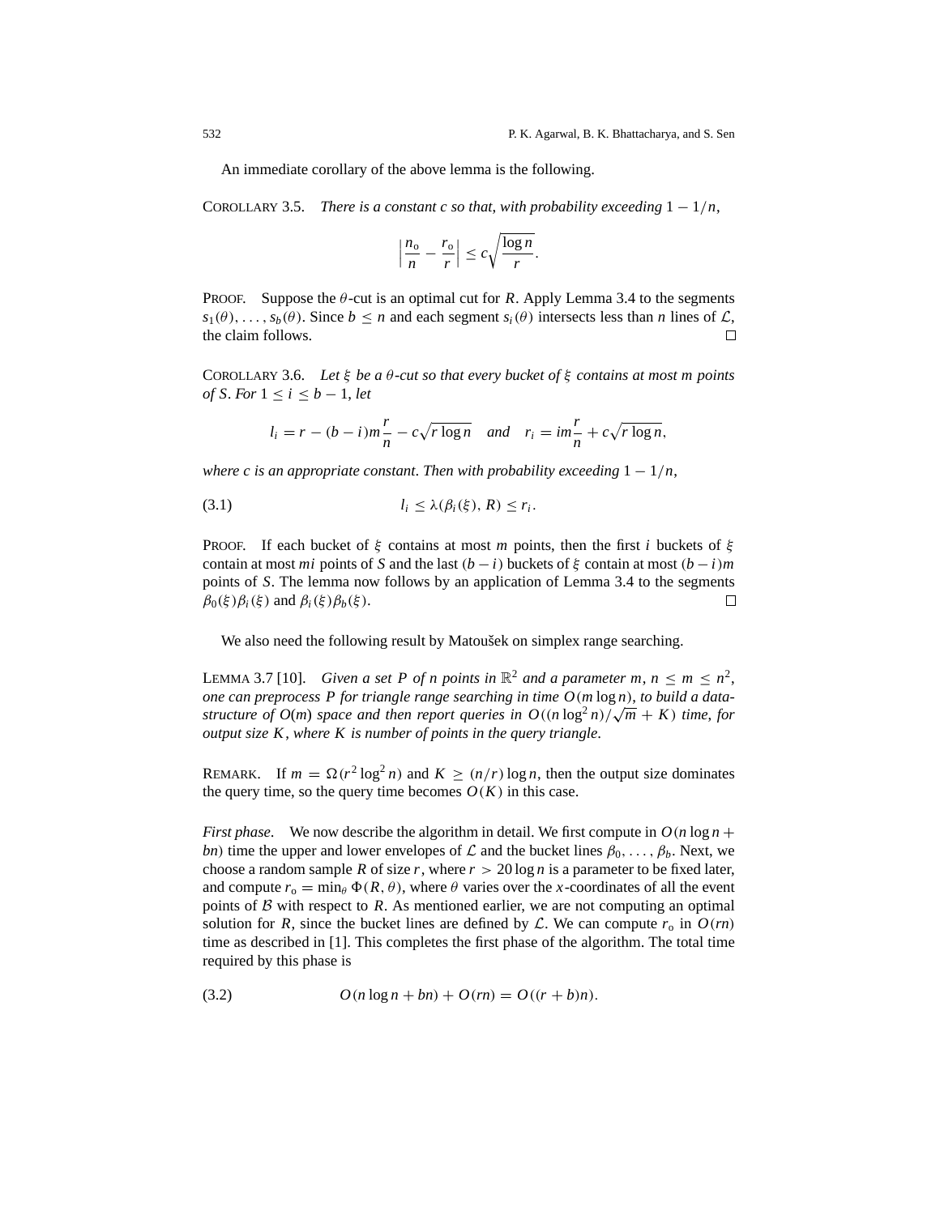An immediate corollary of the above lemma is the following.

COROLLARY 3.5. *There is a constant $c$ so that, with probability exceeding* $1 - 1/n$,

$$\left| \frac{n_o}{n} - \frac{r_o}{r} \right| \le c\sqrt{\frac{\log n}{r}}.$$

PROOF. Suppose the $\theta$-cut is an optimal cut for $R$. Apply Lemma 3.4 to the segments $s_1(\theta), \ldots, s_b(\theta)$. Since $b \le n$ and each segment $s_i(\theta)$ intersects less than $n$ lines of $\mathcal{L}$, the claim follows. □

COROLLARY 3.6. *Let $\xi$ be a $\theta$-cut so that every bucket of $\xi$ contains at most $m$ points of $S$. For $1 \le i \le b - 1$, let*

$$l_i = r - (b - i)m\frac{r}{n} - c\sqrt{r\log n} \quad \text{and} \quad r_i = im\frac{r}{n} + c\sqrt{r\log n},$$

*where $c$ is an appropriate constant. Then with probability exceeding* $1 - 1/n$,

$$l_i \le \lambda(\beta_i(\xi), R) \le r_i. \tag{3.1}$$

PROOF. If each bucket of $\xi$ contains at most $m$ points, then the first $i$ buckets of $\xi$ contain at most $mi$ points of $S$ and the last $(b - i)$ buckets of $\xi$ contain at most $(b - i)m$ points of $S$. The lemma now follows by an application of Lemma 3.4 to the segments $\beta_0(\xi)\beta_i(\xi)$ and $\beta_i(\xi)\beta_b(\xi)$. □

We also need the following result by Matoušek on simplex range searching.

LEMMA 3.7 [10]. *Given a set $P$ of $n$ points in $\mathbb{R}^2$ and a parameter $m$, $n \le m \le n^2$, one can preprocess $P$ for triangle range searching in time $O(m\log n)$, to build a data-structure of $O(m)$ space and then report queries in $O((n\log^2 n)/\sqrt{m} + K)$ time, for output size $K$, where $K$ is number of points in the query triangle.*

REMARK. If $m = \Omega(r^2\log^2 n)$ and $K \ge (n/r)\log n$, then the output size dominates the query time, so the query time becomes $O(K)$ in this case.

*First phase*. We now describe the algorithm in detail. We first compute in $O(n\log n + bn)$ time the upper and lower envelopes of $\mathcal{L}$ and the bucket lines $\beta_0, \ldots, \beta_b$. Next, we choose a random sample $R$ of size $r$, where $r > 20\log n$ is a parameter to be fixed later, and compute $r_o = \min_\theta \Phi(R, \theta)$, where $\theta$ varies over the $x$-coordinates of all the event points of $\mathcal{B}$ with respect to $R$. As mentioned earlier, we are not computing an optimal solution for $R$, since the bucket lines are defined by $\mathcal{L}$. We can compute $r_o$ in $O(rn)$ time as described in [1]. This completes the first phase of the algorithm. The total time required by this phase is

$$O(n\log n + bn) + O(rn) = O((r + b)n). \tag{3.2}$$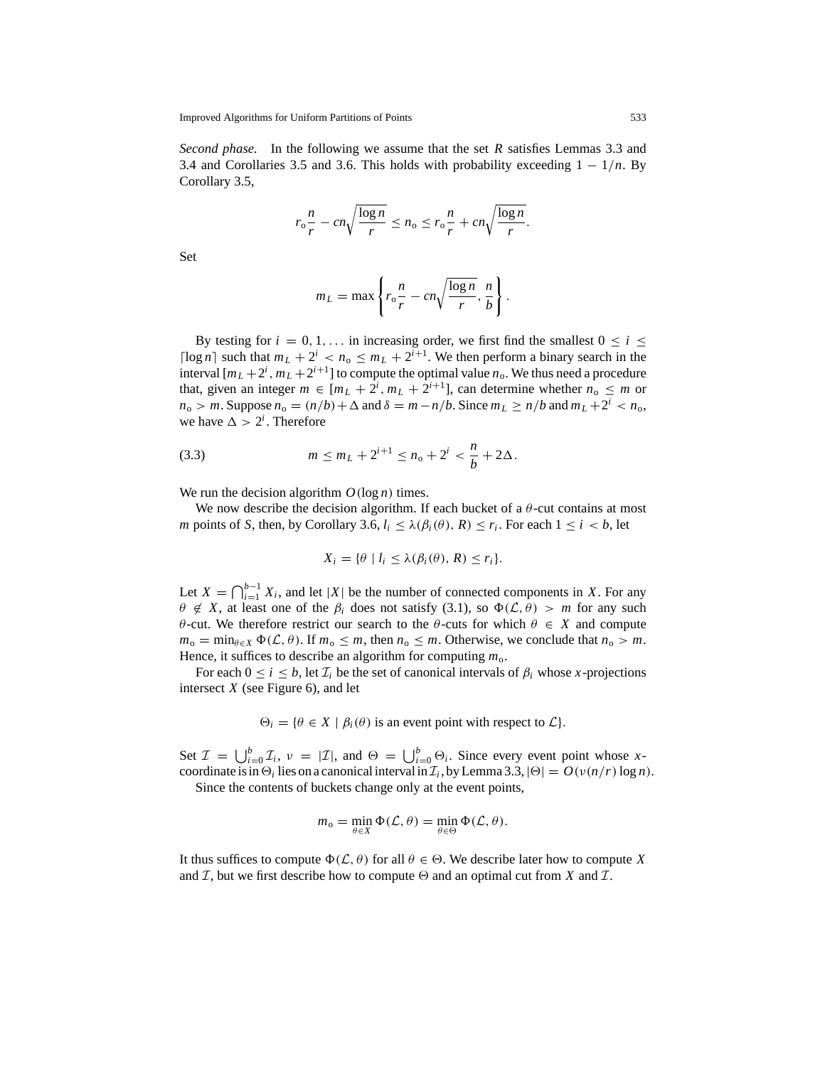*Second phase.* In the following we assume that the set $R$ satisfies Lemmas 3.3 and 3.4 and Corollaries 3.5 and 3.6. This holds with probability exceeding $1 - 1/n$. By Corollary 3.5,

$$r_{\mathrm{o}}\frac{n}{r} - cn\sqrt{\frac{\log n}{r}} \le n_{\mathrm{o}} \le r_{\mathrm{o}}\frac{n}{r} + cn\sqrt{\frac{\log n}{r}}.$$

Set

$$m_L = \max\left\{ r_{\mathrm{o}}\frac{n}{r} - cn\sqrt{\frac{\log n}{r}}, \frac{n}{b} \right\}.$$

By testing for $i = 0, 1, \ldots$ in increasing order, we first find the smallest $0 \le i \le \lceil \log n \rceil$ such that $m_L + 2^i < n_{\mathrm{o}} \le m_L + 2^{i+1}$. We then perform a binary search in the interval $[m_L + 2^i, m_L + 2^{i+1}]$ to compute the optimal value $n_{\mathrm{o}}$. We thus need a procedure that, given an integer $m \in [m_L + 2^i, m_L + 2^{i+1}]$, can determine whether $n_{\mathrm{o}} \le m$ or $n_{\mathrm{o}} > m$. Suppose $n_{\mathrm{o}} = (n/b) + \Delta$ and $\delta = m - n/b$. Since $m_L \ge n/b$ and $m_L + 2^i < n_{\mathrm{o}}$, we have $\Delta > 2^i$. Therefore

$$m \le m_L + 2^{i+1} \le n_{\mathrm{o}} + 2^i < \frac{n}{b} + 2\Delta. \tag{3.3}$$

We run the decision algorithm $O(\log n)$ times.

We now describe the decision algorithm. If each bucket of a $\theta$-cut contains at most $m$ points of $S$, then, by Corollary 3.6, $l_i \le \lambda(\beta_i(\theta), R) \le r_i$. For each $1 \le i < b$, let

$$X_i = \{\theta \mid l_i \le \lambda(\beta_i(\theta), R) \le r_i\}.$$

Let $X = \bigcap_{i=1}^{b-1} X_i$, and let $|X|$ be the number of connected components in $X$. For any $\theta \notin X$, at least one of the $\beta_i$ does not satisfy (3.1), so $\Phi(\mathcal{L}, \theta) > m$ for any such $\theta$-cut. We therefore restrict our search to the $\theta$-cuts for which $\theta \in X$ and compute $m_{\mathrm{o}} = \min_{\theta \in X} \Phi(\mathcal{L}, \theta)$. If $m_{\mathrm{o}} \le m$, then $n_{\mathrm{o}} \le m$. Otherwise, we conclude that $n_{\mathrm{o}} > m$. Hence, it suffices to describe an algorithm for computing $m_{\mathrm{o}}$.

For each $0 \le i \le b$, let $\mathcal{I}_i$ be the set of canonical intervals of $\beta_i$ whose $x$-projections intersect $X$ (see Figure 6), and let

$$\Theta_i = \{\theta \in X \mid \beta_i(\theta) \text{ is an event point with respect to } \mathcal{L}\}.$$

Set $\mathcal{I} = \bigcup_{i=0}^{b} \mathcal{I}_i$, $\nu = |\mathcal{I}|$, and $\Theta = \bigcup_{i=0}^{b} \Theta_i$. Since every event point whose $x$-coordinate is in $\Theta_i$ lies on a canonical interval in $\mathcal{I}_i$, by Lemma 3.3, $|\Theta| = O(\nu(n/r)\log n)$.

Since the contents of buckets change only at the event points,

$$m_{\mathrm{o}} = \min_{\theta \in X} \Phi(\mathcal{L}, \theta) = \min_{\theta \in \Theta} \Phi(\mathcal{L}, \theta).$$

It thus suffices to compute $\Phi(\mathcal{L}, \theta)$ for all $\theta \in \Theta$. We describe later how to compute $X$ and $\mathcal{I}$, but we first describe how to compute $\Theta$ and an optimal cut from $X$ and $\mathcal{I}$.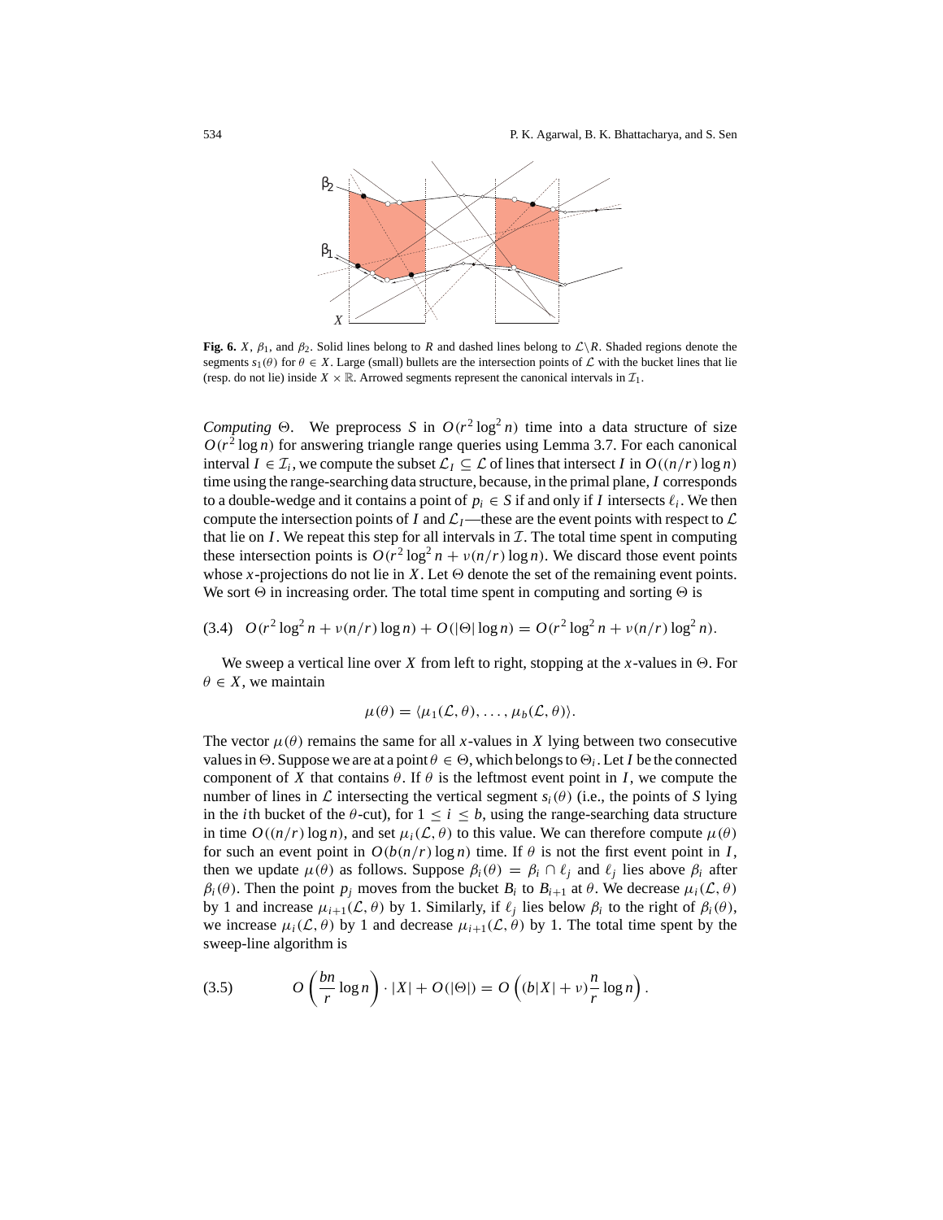**Fig. 6.** $X$, $\beta_1$, and $\beta_2$. Solid lines belong to $R$ and dashed lines belong to $\mathcal{L}\backslash R$. Shaded regions denote the segments $s_1(\theta)$ for $\theta \in X$. Large (small) bullets are the intersection points of $\mathcal{L}$ with the bucket lines that lie (resp. do not lie) inside $X \times \mathbb{R}$. Arrowed segments represent the canonical intervals in $\mathcal{I}_1$.

*Computing* $\Theta$. We preprocess $S$ in $O(r^2 \log^2 n)$ time into a data structure of size $O(r^2 \log n)$ for answering triangle range queries using Lemma 3.7. For each canonical interval $I \in \mathcal{I}_i$, we compute the subset $\mathcal{L}_I \subseteq \mathcal{L}$ of lines that intersect $I$ in $O((n/r)\log n)$ time using the range-searching data structure, because, in the primal plane, $I$ corresponds to a double-wedge and it contains a point of $p_i \in S$ if and only if $I$ intersects $\ell_i$. We then compute the intersection points of $I$ and $\mathcal{L}_I$—these are the event points with respect to $\mathcal{L}$ that lie on $I$. We repeat this step for all intervals in $\mathcal{I}$. The total time spent in computing these intersection points is $O(r^2 \log^2 n + \nu(n/r)\log n)$. We discard those event points whose $x$-projections do not lie in $X$. Let $\Theta$ denote the set of the remaining event points. We sort $\Theta$ in increasing order. The total time spent in computing and sorting $\Theta$ is

$$(3.4) \quad O(r^2 \log^2 n + \nu(n/r)\log n) + O(|\Theta| \log n) = O(r^2 \log^2 n + \nu(n/r)\log^2 n).$$

We sweep a vertical line over $X$ from left to right, stopping at the $x$-values in $\Theta$. For $\theta \in X$, we maintain

$$\mu(\theta) = \langle \mu_1(\mathcal{L}, \theta), \ldots, \mu_b(\mathcal{L}, \theta) \rangle.$$

The vector $\mu(\theta)$ remains the same for all $x$-values in $X$ lying between two consecutive values in $\Theta$. Suppose we are at a point $\theta \in \Theta$, which belongs to $\Theta_i$. Let $I$ be the connected component of $X$ that contains $\theta$. If $\theta$ is the leftmost event point in $I$, we compute the number of lines in $\mathcal{L}$ intersecting the vertical segment $s_i(\theta)$ (i.e., the points of $S$ lying in the $i$th bucket of the $\theta$-cut), for $1 \le i \le b$, using the range-searching data structure in time $O((n/r)\log n)$, and set $\mu_i(\mathcal{L}, \theta)$ to this value. We can therefore compute $\mu(\theta)$ for such an event point in $O(b(n/r)\log n)$ time. If $\theta$ is not the first event point in $I$, then we update $\mu(\theta)$ as follows. Suppose $\beta_i(\theta) = \beta_i \cap \ell_j$ and $\ell_j$ lies above $\beta_i$ after $\beta_i(\theta)$. Then the point $p_j$ moves from the bucket $B_i$ to $B_{i+1}$ at $\theta$. We decrease $\mu_i(\mathcal{L}, \theta)$ by 1 and increase $\mu_{i+1}(\mathcal{L}, \theta)$ by 1. Similarly, if $\ell_j$ lies below $\beta_i$ to the right of $\beta_i(\theta)$, we increase $\mu_i(\mathcal{L}, \theta)$ by 1 and decrease $\mu_{i+1}(\mathcal{L}, \theta)$ by 1. The total time spent by the sweep-line algorithm is

$$(3.5) \qquad O\left(\frac{bn}{r}\log n\right) \cdot |X| + O(|\Theta|) = O\left((b|X| + \nu)\frac{n}{r}\log n\right).$$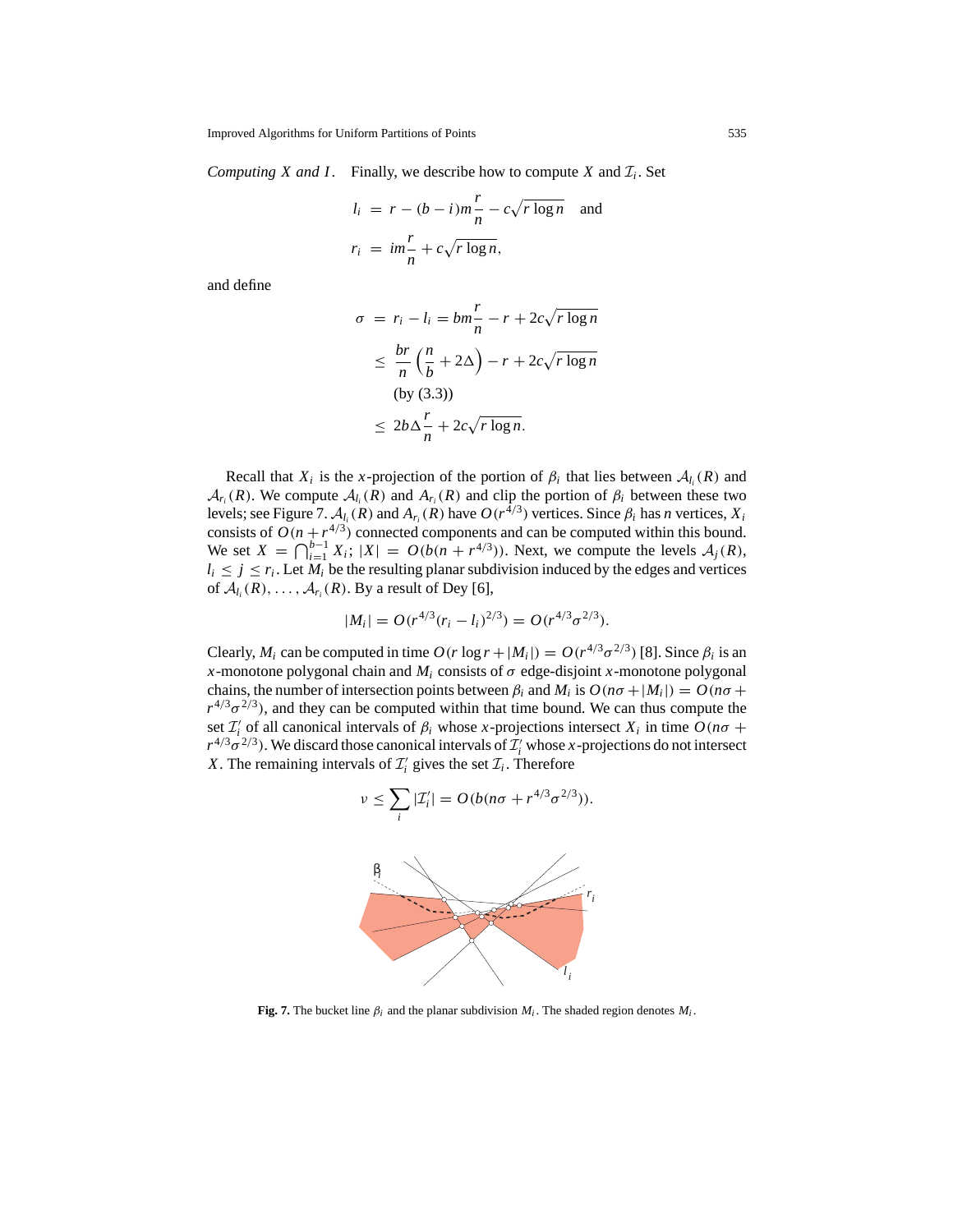*Computing X and I.* Finally, we describe how to compute $X$ and $\mathcal{I}_i$. Set

$$l_i = r - (b-i)m\frac{r}{n} - c\sqrt{r \log n} \quad \text{and}$$

$$r_i = im\frac{r}{n} + c\sqrt{r \log n},$$

and define

$$\begin{aligned}
\sigma &= r_i - l_i = bm\frac{r}{n} - r + 2c\sqrt{r \log n} \\
&\le \frac{br}{n}\left(\frac{n}{b} + 2\Delta\right) - r + 2c\sqrt{r \log n} \\
&\quad \text{(by (3.3))} \\
&\le 2b\Delta\frac{r}{n} + 2c\sqrt{r \log n}.
\end{aligned}$$

Recall that $X_i$ is the $x$-projection of the portion of $\beta_i$ that lies between $\mathcal{A}_{l_i}(R)$ and $\mathcal{A}_{r_i}(R)$. We compute $\mathcal{A}_{l_i}(R)$ and $A_{r_i}(R)$ and clip the portion of $\beta_i$ between these two levels; see Figure 7. $\mathcal{A}_{l_i}(R)$ and $A_{r_i}(R)$ have $O(r^{4/3})$ vertices. Since $\beta_i$ has $n$ vertices, $X_i$ consists of $O(n + r^{4/3})$ connected components and can be computed within this bound. We set $X = \bigcap_{i=1}^{b-1} X_i$; $|X| = O(b(n + r^{4/3}))$. Next, we compute the levels $\mathcal{A}_j(R)$, $l_i \le j \le r_i$. Let $M_i$ be the resulting planar subdivision induced by the edges and vertices of $\mathcal{A}_{l_i}(R), \ldots, \mathcal{A}_{r_i}(R)$. By a result of Dey [6],

$$|M_i| = O(r^{4/3}(r_i - l_i)^{2/3}) = O(r^{4/3}\sigma^{2/3}).$$

Clearly, $M_i$ can be computed in time $O(r \log r + |M_i|) = O(r^{4/3}\sigma^{2/3})$ [8]. Since $\beta_i$ is an $x$-monotone polygonal chain and $M_i$ consists of $\sigma$ edge-disjoint $x$-monotone polygonal chains, the number of intersection points between $\beta_i$ and $M_i$ is $O(n\sigma + |M_i|) = O(n\sigma + r^{4/3}\sigma^{2/3})$, and they can be computed within that time bound. We can thus compute the set $\mathcal{I}'_i$ of all canonical intervals of $\beta_i$ whose $x$-projections intersect $X_i$ in time $O(n\sigma + r^{4/3}\sigma^{2/3})$. We discard those canonical intervals of $\mathcal{I}'_i$ whose $x$-projections do not intersect $X$. The remaining intervals of $\mathcal{I}'_i$ gives the set $\mathcal{I}_i$. Therefore

$$\nu \le \sum_i |\mathcal{I}'_i| = O(b(n\sigma + r^{4/3}\sigma^{2/3})).$$

**Fig. 7.** The bucket line $\beta_i$ and the planar subdivision $M_i$. The shaded region denotes $M_i$.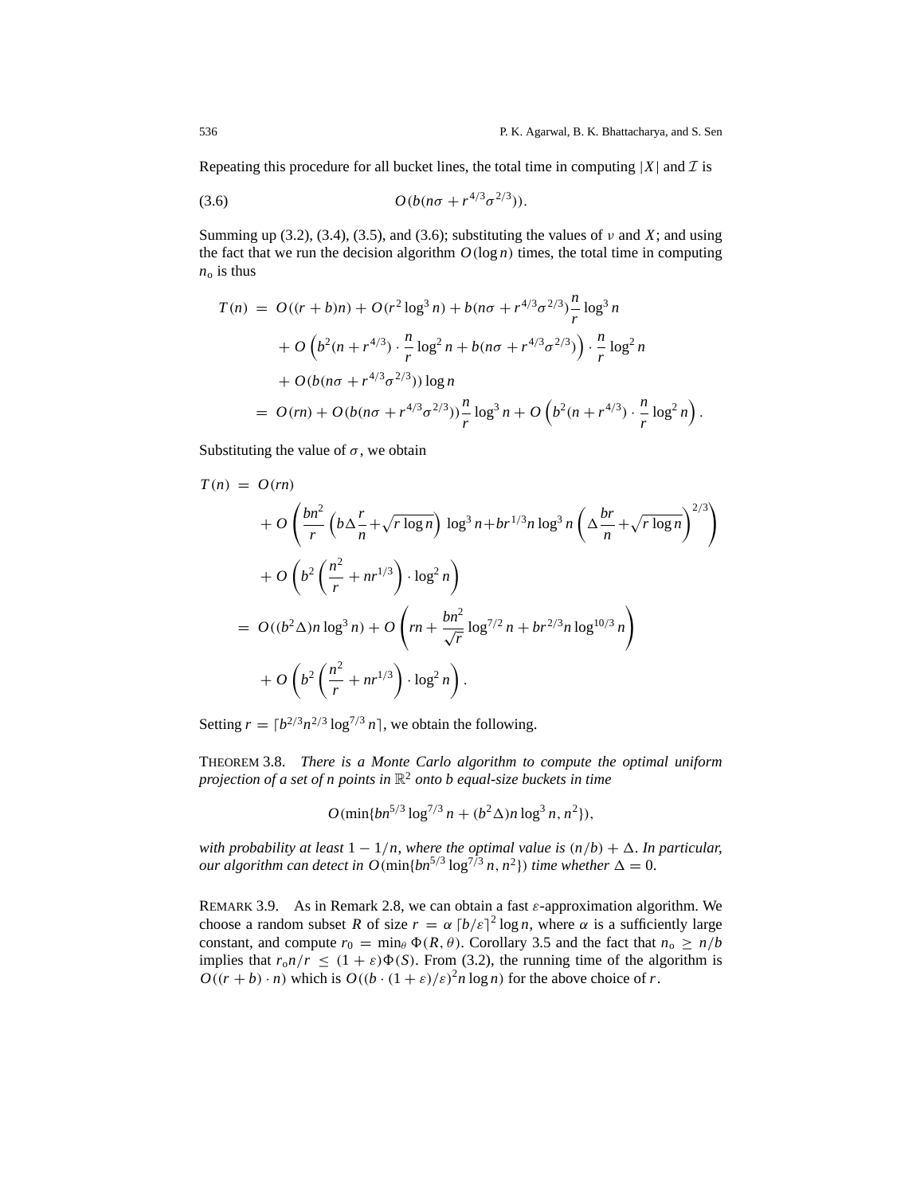Repeating this procedure for all bucket lines, the total time in computing $|X|$ and $\mathcal{I}$ is

$$O(b(n\sigma + r^{4/3}\sigma^{2/3})). \tag{3.6}$$

Summing up (3.2), (3.4), (3.5), and (3.6); substituting the values of $\nu$ and $X$; and using the fact that we run the decision algorithm $O(\log n)$ times, the total time in computing $n_o$ is thus

$$\begin{aligned}
T(n) \;=\; & O((r+b)n) + O(r^2 \log^3 n) + b(n\sigma + r^{4/3}\sigma^{2/3})\frac{n}{r}\log^3 n \\
& + O\left(b^2(n + r^{4/3}) \cdot \frac{n}{r}\log^2 n + b(n\sigma + r^{4/3}\sigma^{2/3})\right) \cdot \frac{n}{r}\log^2 n \\
& + O(b(n\sigma + r^{4/3}\sigma^{2/3}))\log n \\
=\; & O(rn) + O(b(n\sigma + r^{4/3}\sigma^{2/3}))\frac{n}{r}\log^3 n + O\left(b^2(n + r^{4/3}) \cdot \frac{n}{r}\log^2 n\right).
\end{aligned}$$

Substituting the value of $\sigma$, we obtain

$$\begin{aligned}
T(n) \;=\; & O(rn) \\
& + O\left(\frac{bn^2}{r}\left(b\Delta\frac{r}{n} + \sqrt{r\log n}\right)\log^3 n + br^{1/3}n\log^3 n\left(\Delta\frac{br}{n} + \sqrt{r\log n}\right)^{2/3}\right) \\
& + O\left(b^2\left(\frac{n^2}{r} + nr^{1/3}\right) \cdot \log^2 n\right) \\
=\; & O((b^2\Delta)n\log^3 n) + O\left(rn + \frac{bn^2}{\sqrt{r}}\log^{7/2} n + br^{2/3}n\log^{10/3} n\right) \\
& + O\left(b^2\left(\frac{n^2}{r} + nr^{1/3}\right) \cdot \log^2 n\right).
\end{aligned}$$

Setting $r = \lceil b^{2/3}n^{2/3}\log^{7/3} n \rceil$, we obtain the following.

THEOREM 3.8. *There is a Monte Carlo algorithm to compute the optimal uniform projection of a set of $n$ points in $\mathbb{R}^2$ onto $b$ equal-size buckets in time*

$$O(\min\{bn^{5/3}\log^{7/3} n + (b^2\Delta)n\log^3 n, n^2\}),$$

*with probability at least $1 - 1/n$, where the optimal value is $(n/b) + \Delta$. In particular, our algorithm can detect in $O(\min\{bn^{5/3}\log^{7/3} n, n^2\})$ time whether $\Delta = 0$.*

REMARK 3.9. As in Remark 2.8, we can obtain a fast $\varepsilon$-approximation algorithm. We choose a random subset $R$ of size $r = \alpha \lceil b/\varepsilon \rceil^2 \log n$, where $\alpha$ is a sufficiently large constant, and compute $r_0 = \min_\theta \Phi(R, \theta)$. Corollary 3.5 and the fact that $n_o \geq n/b$ implies that $r_o n/r \leq (1+\varepsilon)\Phi(S)$. From (3.2), the running time of the algorithm is $O((r+b) \cdot n)$ which is $O((b \cdot (1+\varepsilon)/\varepsilon)^2 n \log n)$ for the above choice of $r$.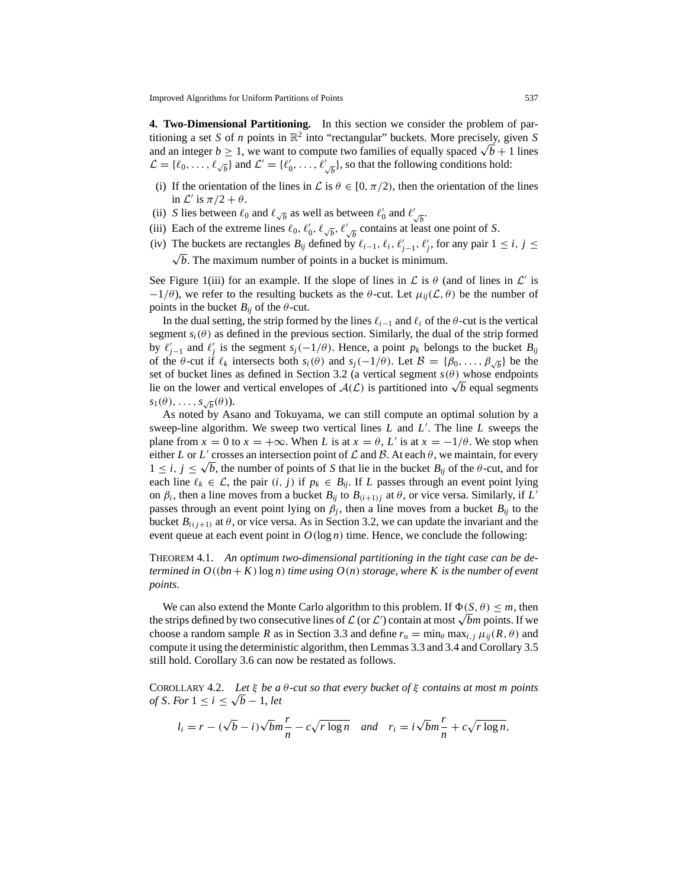**4. Two-Dimensional Partitioning.** In this section we consider the problem of partitioning a set $S$ of $n$ points in $\mathbb{R}^2$ into "rectangular" buckets. More precisely, given $S$ and an integer $b \geq 1$, we want to compute two families of equally spaced $\sqrt{b}+1$ lines $\mathcal{L} = \{\ell_0, \ldots, \ell_{\sqrt{b}}\}$ and $\mathcal{L}' = \{\ell'_0, \ldots, \ell'_{\sqrt{b}}\}$, so that the following conditions hold:

- (i) If the orientation of the lines in $\mathcal{L}$ is $\theta \in [0, \pi/2)$, then the orientation of the lines in $\mathcal{L}'$ is $\pi/2 + \theta$.
- (ii) $S$ lies between $\ell_0$ and $\ell_{\sqrt{b}}$ as well as between $\ell'_0$ and $\ell'_{\sqrt{b}}$.
- (iii) Each of the extreme lines $\ell_0, \ell'_0, \ell_{\sqrt{b}}, \ell'_{\sqrt{b}}$ contains at least one point of $S$.
- (iv) The buckets are rectangles $B_{ij}$ defined by $\ell_{i-1}, \ell_i, \ell'_{j-1}, \ell'_j$, for any pair $1 \leq i, j \leq \sqrt{b}$. The maximum number of points in a bucket is minimum.

See Figure 1(iii) for an example. If the slope of lines in $\mathcal{L}$ is $\theta$ (and of lines in $\mathcal{L}'$ is $-1/\theta$), we refer to the resulting buckets as the $\theta$-cut. Let $\mu_{ij}(\mathcal{L}, \theta)$ be the number of points in the bucket $B_{ij}$ of the $\theta$-cut.

In the dual setting, the strip formed by the lines $\ell_{i-1}$ and $\ell_i$ of the $\theta$-cut is the vertical segment $s_i(\theta)$ as defined in the previous section. Similarly, the dual of the strip formed by $\ell'_{j-1}$ and $\ell'_j$ is the segment $s_j(-1/\theta)$. Hence, a point $p_k$ belongs to the bucket $B_{ij}$ of the $\theta$-cut if $\ell_k$ intersects both $s_i(\theta)$ and $s_j(-1/\theta)$. Let $\mathcal{B} = \{\beta_0, \ldots, \beta_{\sqrt{b}}\}$ be the set of bucket lines as defined in Section 3.2 (a vertical segment $s(\theta)$ whose endpoints lie on the lower and vertical envelopes of $\mathcal{A}(\mathcal{L})$ is partitioned into $\sqrt{b}$ equal segments $s_1(\theta), \ldots, s_{\sqrt{b}}(\theta)$).

As noted by Asano and Tokuyama, we can still compute an optimal solution by a sweep-line algorithm. We sweep two vertical lines $L$ and $L'$. The line $L$ sweeps the plane from $x = 0$ to $x = +\infty$. When $L$ is at $x = \theta$, $L'$ is at $x = -1/\theta$. We stop when either $L$ or $L'$ crosses an intersection point of $\mathcal{L}$ and $\mathcal{B}$. At each $\theta$, we maintain, for every $1 \leq i, j \leq \sqrt{b}$, the number of points of $S$ that lie in the bucket $B_{ij}$ of the $\theta$-cut, and for each line $\ell_k \in \mathcal{L}$, the pair $(i, j)$ if $p_k \in B_{ij}$. If $L$ passes through an event point lying on $\beta_i$, then a line moves from a bucket $B_{ij}$ to $B_{(i+1)j}$ at $\theta$, or vice versa. Similarly, if $L'$ passes through an event point lying on $\beta_j$, then a line moves from a bucket $B_{ij}$ to the bucket $B_{i(j+1)}$ at $\theta$, or vice versa. As in Section 3.2, we can update the invariant and the event queue at each event point in $O(\log n)$ time. Hence, we conclude the following:

THEOREM 4.1. *An optimum two-dimensional partitioning in the tight case can be determined in $O((bn+K)\log n)$ time using $O(n)$ storage, where $K$ is the number of event points.*

We can also extend the Monte Carlo algorithm to this problem. If $\Phi(S, \theta) \leq m$, then the strips defined by two consecutive lines of $\mathcal{L}$ (or $\mathcal{L}'$) contain at most $\sqrt{b}m$ points. If we choose a random sample $R$ as in Section 3.3 and define $r_o = \min_\theta \max_{i,j} \mu_{ij}(R, \theta)$ and compute it using the deterministic algorithm, then Lemmas 3.3 and 3.4 and Corollary 3.5 still hold. Corollary 3.6 can now be restated as follows.

COROLLARY 4.2. *Let $\xi$ be a $\theta$-cut so that every bucket of $\xi$ contains at most $m$ points of $S$. For $1 \leq i \leq \sqrt{b}-1$, let*

$$l_i = r - (\sqrt{b} - i)\sqrt{b}m\frac{r}{n} - c\sqrt{r \log n} \quad \textit{and} \quad r_i = i\sqrt{b}m\frac{r}{n} + c\sqrt{r \log n},$$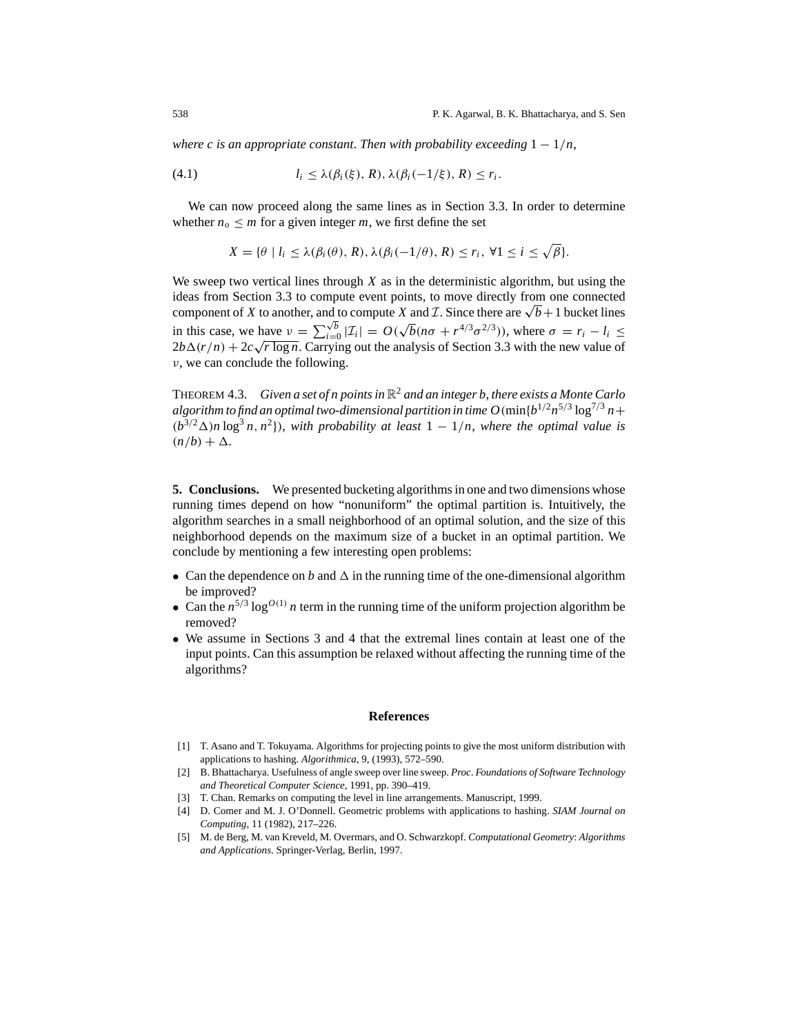*where c is an appropriate constant. Then with probability exceeding* $1 - 1/n$,

$$l_i \le \lambda(\beta_i(\xi), R), \lambda(\beta_i(-1/\xi), R) \le r_i. \tag{4.1}$$

We can now proceed along the same lines as in Section 3.3. In order to determine whether $n_\circ \le m$ for a given integer $m$, we first define the set

$$X = \{\theta \mid l_i \le \lambda(\beta_i(\theta), R), \lambda(\beta_i(-1/\theta), R) \le r_i, \ \forall 1 \le i \le \sqrt{\beta}\}.$$

We sweep two vertical lines through $X$ as in the deterministic algorithm, but using the ideas from Section 3.3 to compute event points, to move directly from one connected component of $X$ to another, and to compute $X$ and $\mathcal{I}$. Since there are $\sqrt{b}+1$ bucket lines in this case, we have $\nu = \sum_{i=0}^{\sqrt{b}} |\mathcal{I}_i| = O(\sqrt{b}(n\sigma + r^{4/3}\sigma^{2/3}))$, where $\sigma = r_i - l_i \le 2b\Delta(r/n) + 2c\sqrt{r \log n}$. Carrying out the analysis of Section 3.3 with the new value of $\nu$, we can conclude the following.

THEOREM 4.3. *Given a set of n points in* $\mathbb{R}^2$ *and an integer b, there exists a Monte Carlo algorithm to find an optimal two-dimensional partition in time* $O(\min\{b^{1/2}n^{5/3}\log^{7/3} n + (b^{3/2}\Delta)n\log^3 n, n^2\})$, *with probability at least* $1 - 1/n$, *where the optimal value is* $(n/b) + \Delta$.

**5. Conclusions.** We presented bucketing algorithms in one and two dimensions whose running times depend on how "nonuniform" the optimal partition is. Intuitively, the algorithm searches in a small neighborhood of an optimal solution, and the size of this neighborhood depends on the maximum size of a bucket in an optimal partition. We conclude by mentioning a few interesting open problems:

- Can the dependence on $b$ and $\Delta$ in the running time of the one-dimensional algorithm be improved?
- Can the $n^{5/3}\log^{O(1)} n$ term in the running time of the uniform projection algorithm be removed?
- We assume in Sections 3 and 4 that the extremal lines contain at least one of the input points. Can this assumption be relaxed without affecting the running time of the algorithms?

## References

[1] T. Asano and T. Tokuyama. Algorithms for projecting points to give the most uniform distribution with applications to hashing. *Algorithmica*, 9, (1993), 572–590.

[2] B. Bhattacharya. Usefulness of angle sweep over line sweep. *Proc. Foundations of Software Technology and Theoretical Computer Science*, 1991, pp. 390–419.

[3] T. Chan. Remarks on computing the level in line arrangements. Manuscript, 1999.

[4] D. Comer and M. J. O'Donnell. Geometric problems with applications to hashing. *SIAM Journal on Computing*, 11 (1982), 217–226.

[5] M. de Berg, M. van Kreveld, M. Overmars, and O. Schwarzkopf. *Computational Geometry: Algorithms and Applications*. Springer-Verlag, Berlin, 1997.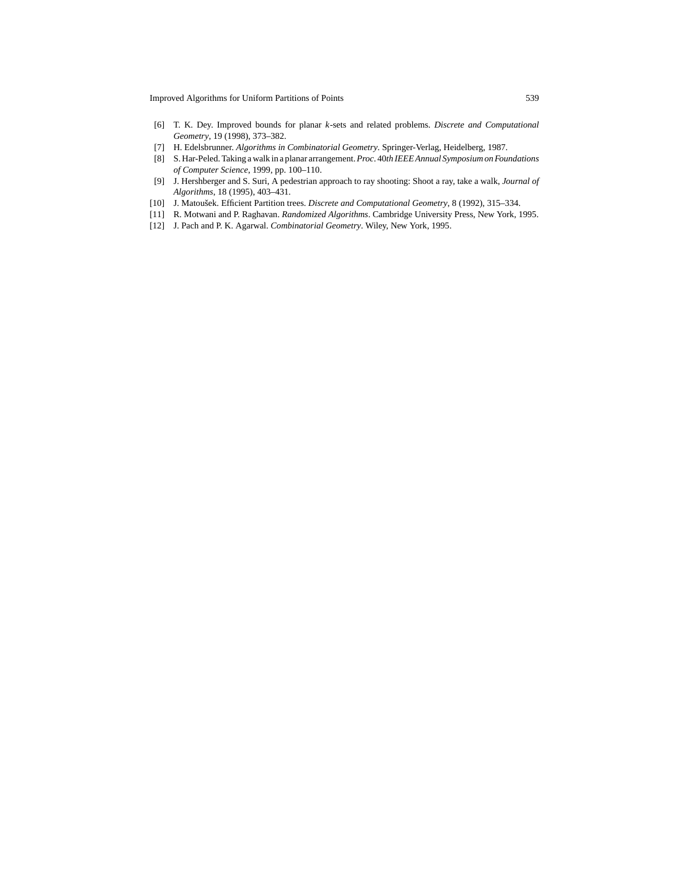[6] T. K. Dey. Improved bounds for planar $k$-sets and related problems. *Discrete and Computational Geometry*, 19 (1998), 373–382.

[7] H. Edelsbrunner. *Algorithms in Combinatorial Geometry*. Springer-Verlag, Heidelberg, 1987.

[8] S. Har-Peled. Taking a walk in a planar arrangement. *Proc*. 40*th IEEE Annual Symposium on Foundations of Computer Science*, 1999, pp. 100–110.

[9] J. Hershberger and S. Suri, A pedestrian approach to ray shooting: Shoot a ray, take a walk, *Journal of Algorithms*, 18 (1995), 403–431.

[10] J. Matoušek. Efficient Partition trees. *Discrete and Computational Geometry*, 8 (1992), 315–334.

[11] R. Motwani and P. Raghavan. *Randomized Algorithms*. Cambridge University Press, New York, 1995.

[12] J. Pach and P. K. Agarwal. *Combinatorial Geometry*. Wiley, New York, 1995.